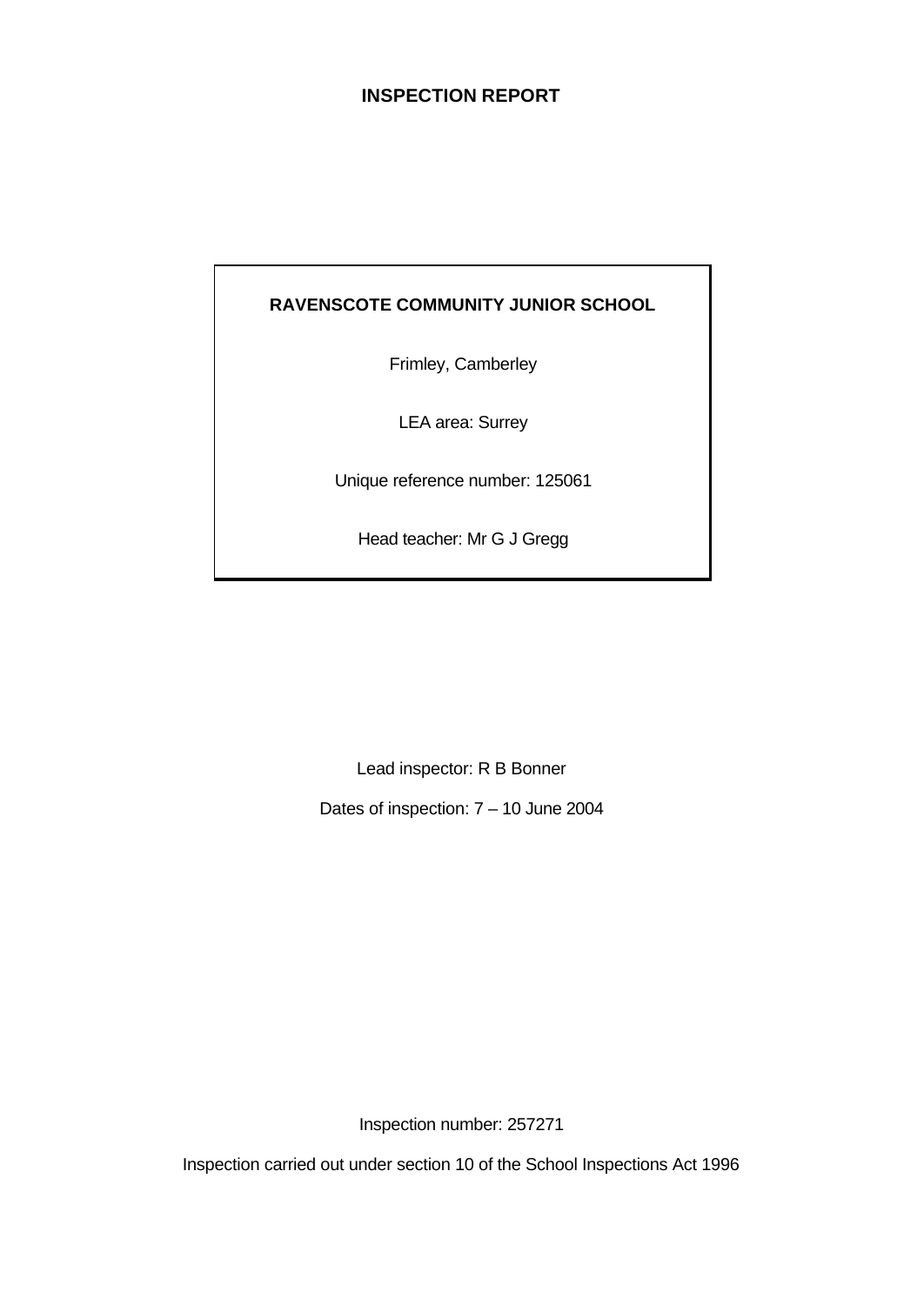# INSPECTION REPORT

**RAVENSCOTE COMMUNITY JUNIOR SCHOOL**

Frimley, Camberley

LEA area: Surrey

Unique reference number: 125061

Head teacher: Mr G J Gregg

Lead inspector: R B Bonner

Dates of inspection: 7 – 10 June 2004

Inspection number: 257271

Inspection carried out under section 10 of the School Inspections Act 1996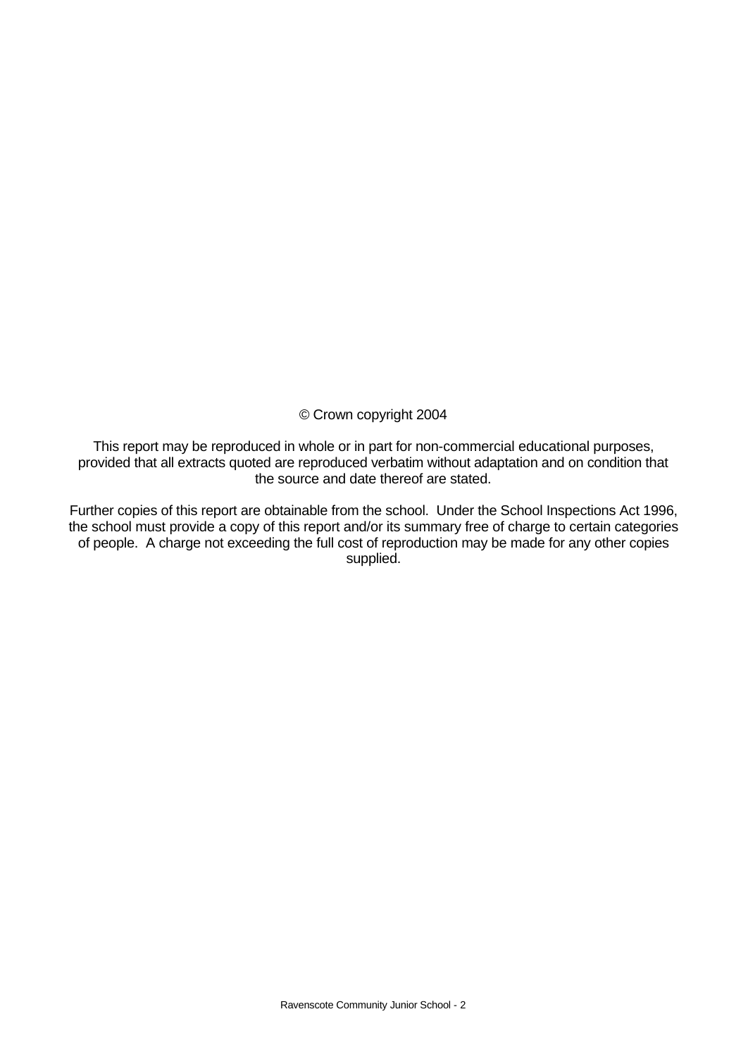© Crown copyright 2004

This report may be reproduced in whole or in part for non-commercial educational purposes, provided that all extracts quoted are reproduced verbatim without adaptation and on condition that the source and date thereof are stated.

Further copies of this report are obtainable from the school. Under the School Inspections Act 1996, the school must provide a copy of this report and/or its summary free of charge to certain categories of people. A charge not exceeding the full cost of reproduction may be made for any other copies supplied.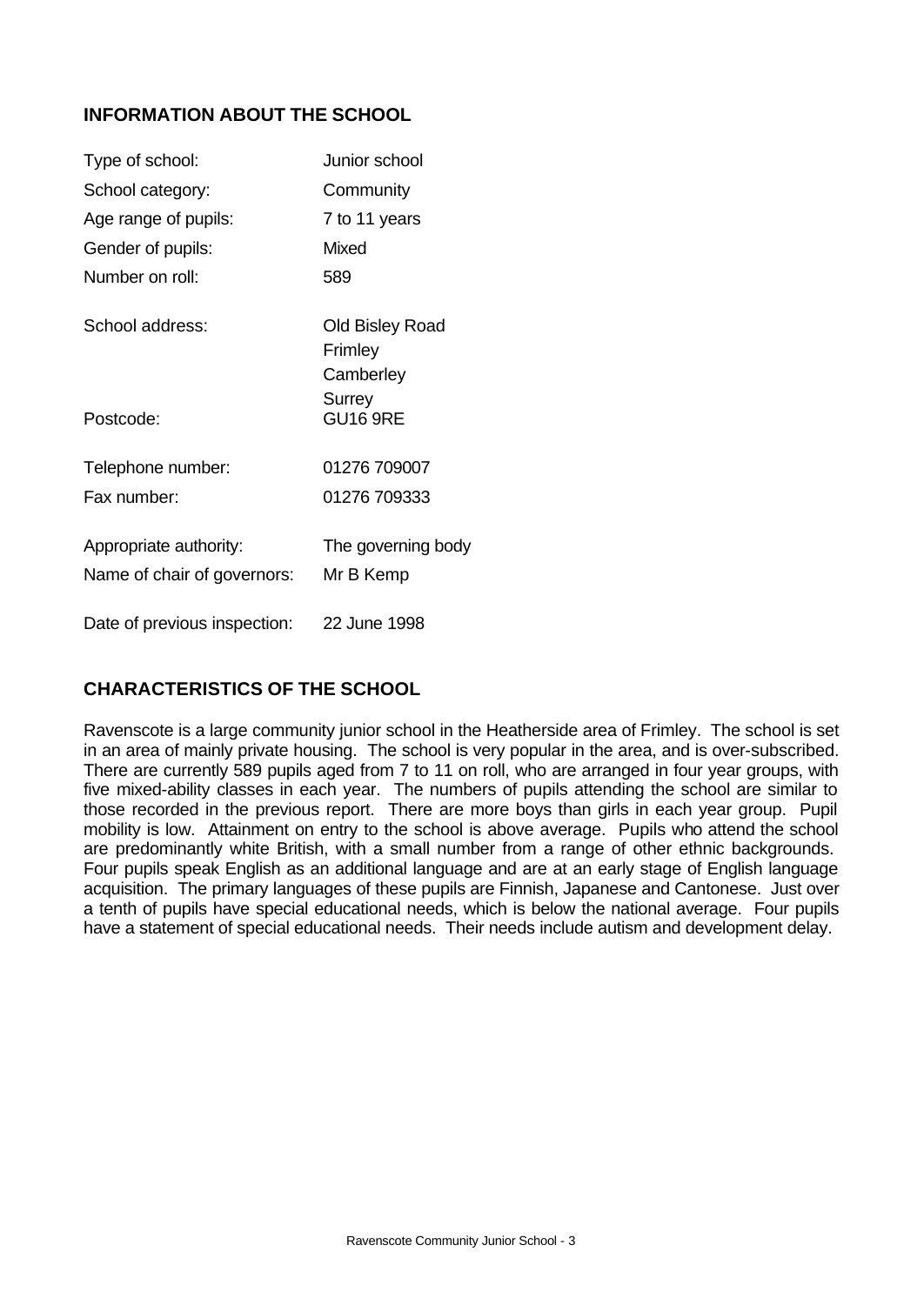## INFORMATION ABOUT THE SCHOOL

| | |
|---|---|
| Type of school: | Junior school |
| School category: | Community |
| Age range of pupils: | 7 to 11 years |
| Gender of pupils: | Mixed |
| Number on roll: | 589 |
| School address: | Old Bisley Road<br>Frimley<br>Camberley<br>Surrey |
| Postcode: | GU16 9RE |
| Telephone number: | 01276 709007 |
| Fax number: | 01276 709333 |
| Appropriate authority: | The governing body |
| Name of chair of governors: | Mr B Kemp |
| Date of previous inspection: | 22 June 1998 |

## CHARACTERISTICS OF THE SCHOOL

Ravenscote is a large community junior school in the Heatherside area of Frimley. The school is set in an area of mainly private housing. The school is very popular in the area, and is over-subscribed. There are currently 589 pupils aged from 7 to 11 on roll, who are arranged in four year groups, with five mixed-ability classes in each year. The numbers of pupils attending the school are similar to those recorded in the previous report. There are more boys than girls in each year group. Pupil mobility is low. Attainment on entry to the school is above average. Pupils who attend the school are predominantly white British, with a small number from a range of other ethnic backgrounds. Four pupils speak English as an additional language and are at an early stage of English language acquisition. The primary languages of these pupils are Finnish, Japanese and Cantonese. Just over a tenth of pupils have special educational needs, which is below the national average. Four pupils have a statement of special educational needs. Their needs include autism and development delay.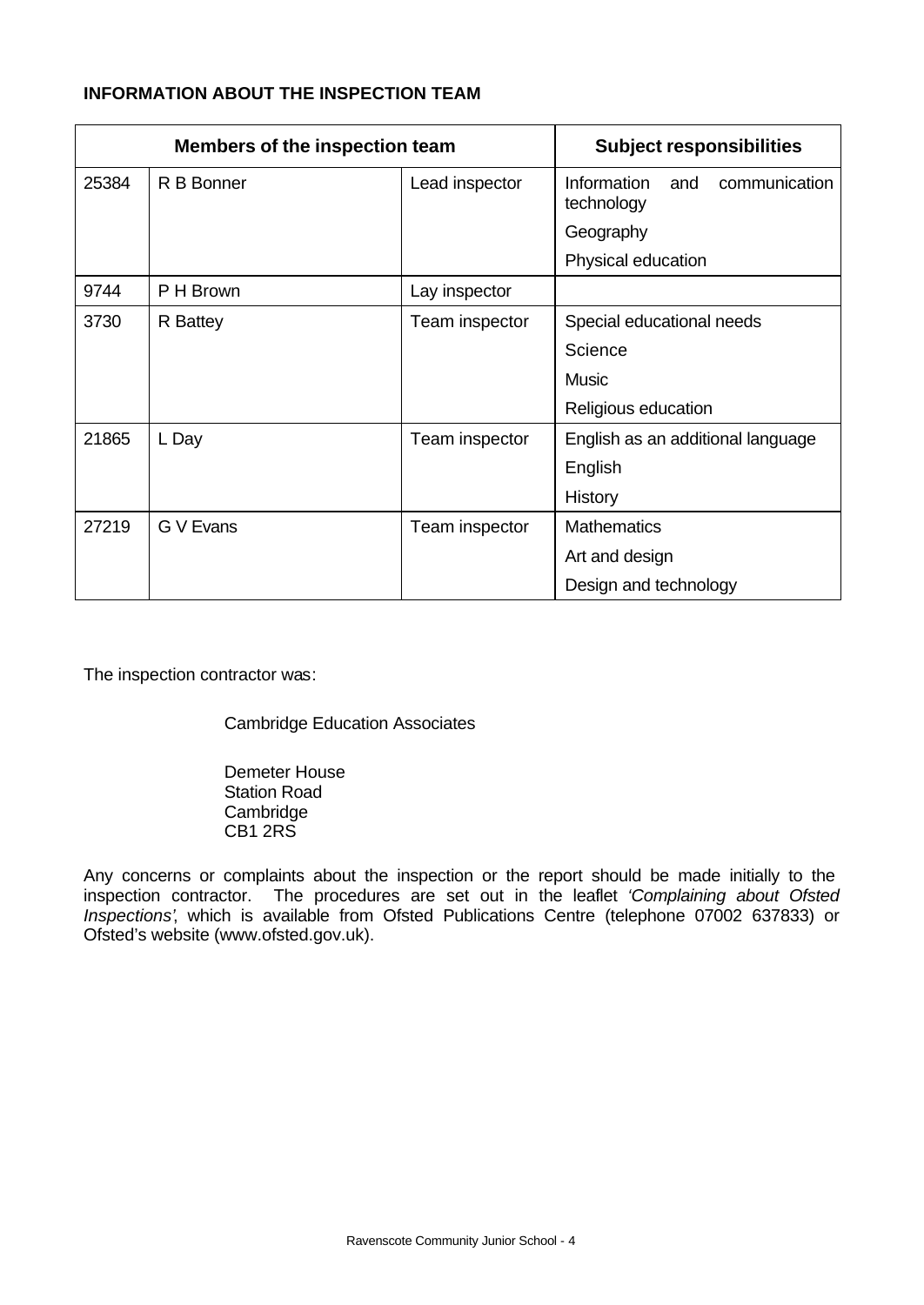**INFORMATION ABOUT THE INSPECTION TEAM**

| Members of the inspection team | | | Subject responsibilities |
|---|---|---|---|
| 25384 | R B Bonner | Lead inspector | Information and communication technology |
| | | | Geography |
| | | | Physical education |
| 9744 | P H Brown | Lay inspector | |
| 3730 | R Battey | Team inspector | Special educational needs |
| | | | Science |
| | | | Music |
| | | | Religious education |
| 21865 | L Day | Team inspector | English as an additional language |
| | | | English |
| | | | History |
| 27219 | G V Evans | Team inspector | Mathematics |
| | | | Art and design |
| | | | Design and technology |

The inspection contractor was:

Cambridge Education Associates

Demeter House
Station Road
Cambridge
CB1 2RS

Any concerns or complaints about the inspection or the report should be made initially to the inspection contractor. The procedures are set out in the leaflet *'Complaining about Ofsted Inspections'*, which is available from Ofsted Publications Centre (telephone 07002 637833) or Ofsted's website (www.ofsted.gov.uk).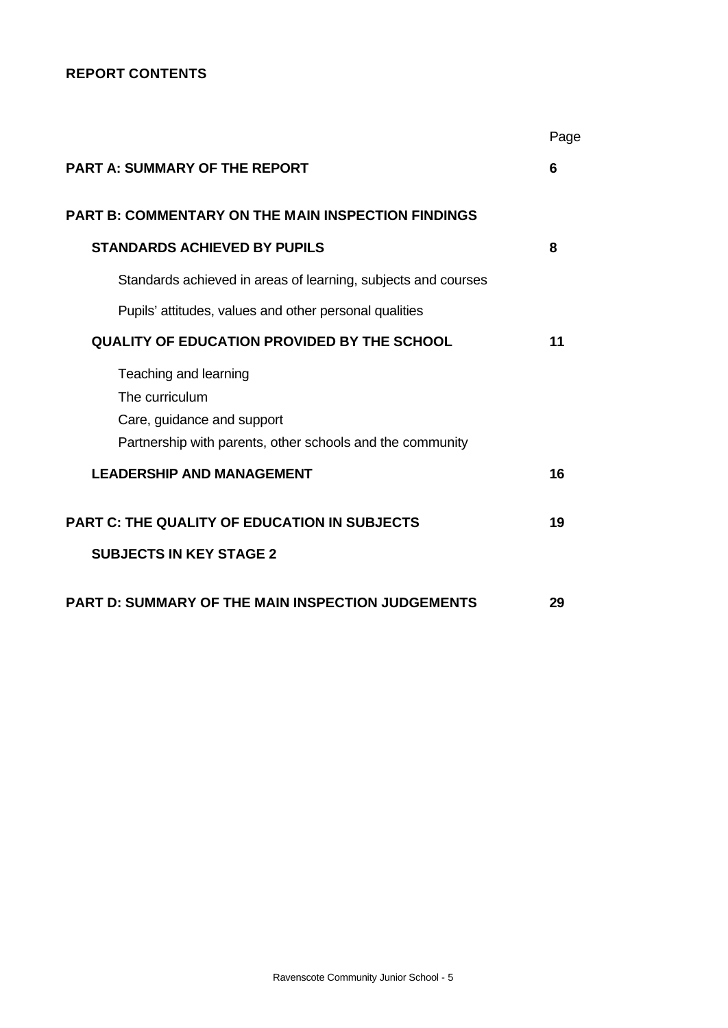**REPORT CONTENTS**

| | Page |
|---|---|
| **PART A: SUMMARY OF THE REPORT** | **6** |
| **PART B: COMMENTARY ON THE MAIN INSPECTION FINDINGS** | |
| **STANDARDS ACHIEVED BY PUPILS** | **8** |
| Standards achieved in areas of learning, subjects and courses | |
| Pupils' attitudes, values and other personal qualities | |
| **QUALITY OF EDUCATION PROVIDED BY THE SCHOOL** | **11** |
| Teaching and learning<br>The curriculum<br>Care, guidance and support<br>Partnership with parents, other schools and the community | |
| **LEADERSHIP AND MANAGEMENT** | **16** |
| **PART C: THE QUALITY OF EDUCATION IN SUBJECTS** | **19** |
| **SUBJECTS IN KEY STAGE 2** | |
| **PART D: SUMMARY OF THE MAIN INSPECTION JUDGEMENTS** | **29** |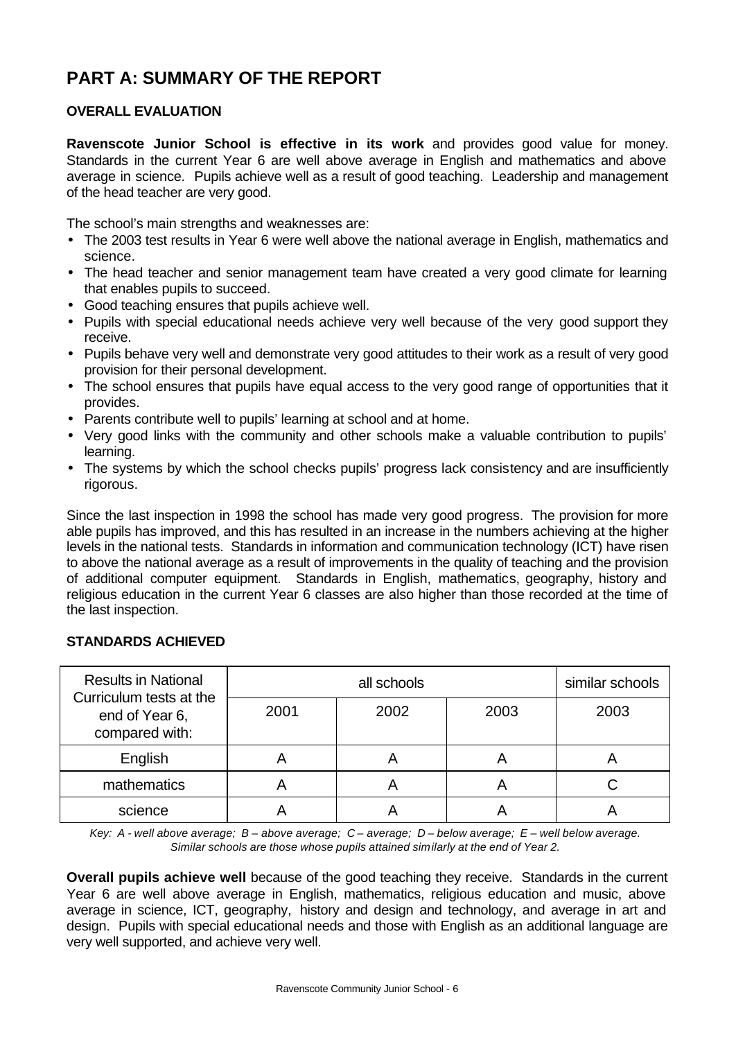# PART A: SUMMARY OF THE REPORT

## OVERALL EVALUATION

**Ravenscote Junior School is effective in its work** and provides good value for money. Standards in the current Year 6 are well above average in English and mathematics and above average in science. Pupils achieve well as a result of good teaching. Leadership and management of the head teacher are very good.

The school's main strengths and weaknesses are:

- The 2003 test results in Year 6 were well above the national average in English, mathematics and science.
- The head teacher and senior management team have created a very good climate for learning that enables pupils to succeed.
- Good teaching ensures that pupils achieve well.
- Pupils with special educational needs achieve very well because of the very good support they receive.
- Pupils behave very well and demonstrate very good attitudes to their work as a result of very good provision for their personal development.
- The school ensures that pupils have equal access to the very good range of opportunities that it provides.
- Parents contribute well to pupils' learning at school and at home.
- Very good links with the community and other schools make a valuable contribution to pupils' learning.
- The systems by which the school checks pupils' progress lack consistency and are insufficiently rigorous.

Since the last inspection in 1998 the school has made very good progress. The provision for more able pupils has improved, and this has resulted in an increase in the numbers achieving at the higher levels in the national tests. Standards in information and communication technology (ICT) have risen to above the national average as a result of improvements in the quality of teaching and the provision of additional computer equipment. Standards in English, mathematics, geography, history and religious education in the current Year 6 classes are also higher than those recorded at the time of the last inspection.

## STANDARDS ACHIEVED

| Results in National Curriculum tests at the end of Year 6, compared with: | all schools | | | similar schools |
|---|---|---|---|---|
| | 2001 | 2002 | 2003 | 2003 |
| English | A | A | A | A |
| mathematics | A | A | A | C |
| science | A | A | A | A |

*Key: A - well above average; B – above average; C – average; D – below average; E – well below average.*
*Similar schools are those whose pupils attained similarly at the end of Year 2.*

**Overall pupils achieve well** because of the good teaching they receive. Standards in the current Year 6 are well above average in English, mathematics, religious education and music, above average in science, ICT, geography, history and design and technology, and average in art and design. Pupils with special educational needs and those with English as an additional language are very well supported, and achieve very well.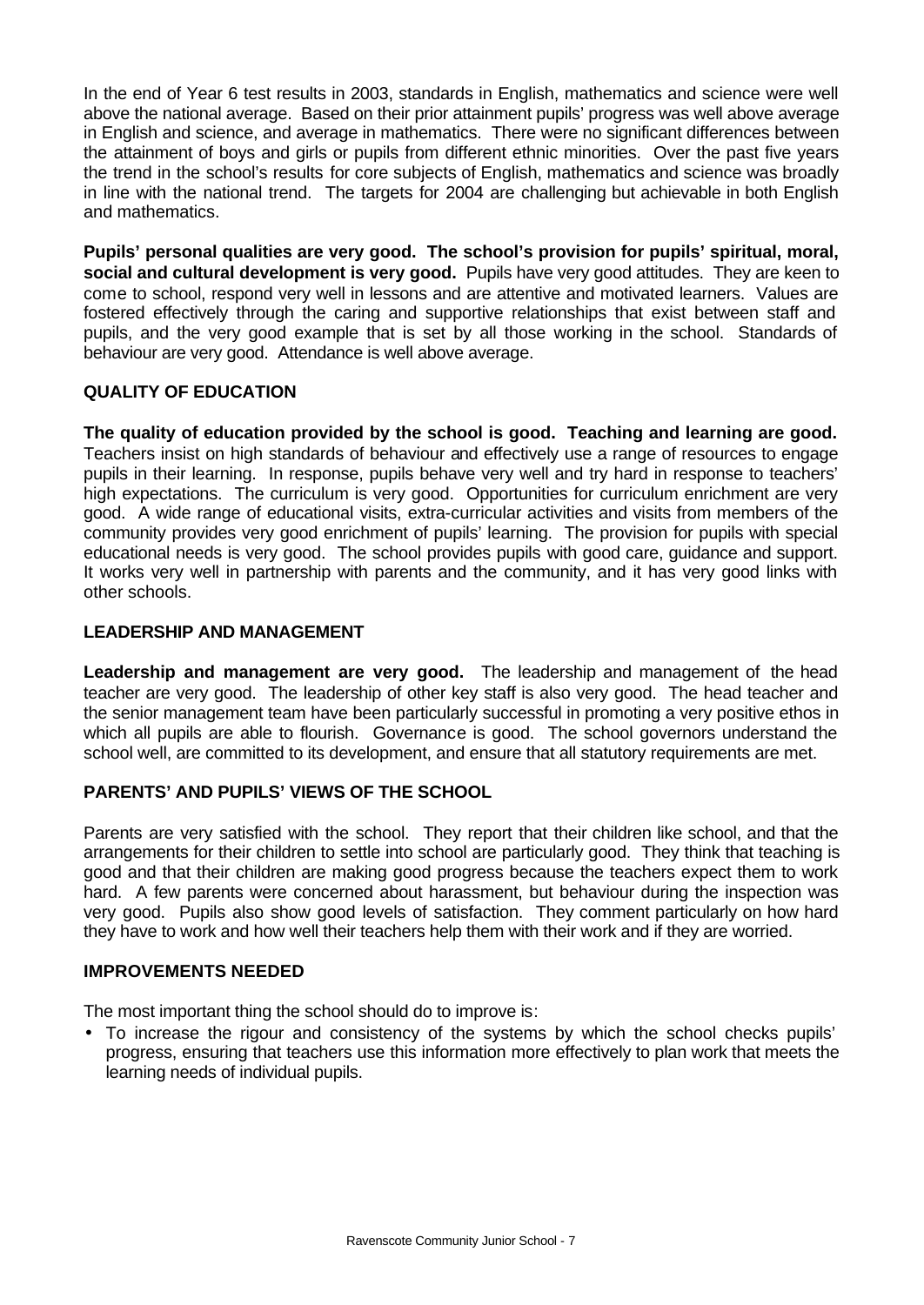In the end of Year 6 test results in 2003, standards in English, mathematics and science were well above the national average. Based on their prior attainment pupils' progress was well above average in English and science, and average in mathematics. There were no significant differences between the attainment of boys and girls or pupils from different ethnic minorities. Over the past five years the trend in the school's results for core subjects of English, mathematics and science was broadly in line with the national trend. The targets for 2004 are challenging but achievable in both English and mathematics.

**Pupils' personal qualities are very good. The school's provision for pupils' spiritual, moral, social and cultural development is very good.** Pupils have very good attitudes. They are keen to come to school, respond very well in lessons and are attentive and motivated learners. Values are fostered effectively through the caring and supportive relationships that exist between staff and pupils, and the very good example that is set by all those working in the school. Standards of behaviour are very good. Attendance is well above average.

## QUALITY OF EDUCATION

**The quality of education provided by the school is good. Teaching and learning are good.** Teachers insist on high standards of behaviour and effectively use a range of resources to engage pupils in their learning. In response, pupils behave very well and try hard in response to teachers' high expectations. The curriculum is very good. Opportunities for curriculum enrichment are very good. A wide range of educational visits, extra-curricular activities and visits from members of the community provides very good enrichment of pupils' learning. The provision for pupils with special educational needs is very good. The school provides pupils with good care, guidance and support. It works very well in partnership with parents and the community, and it has very good links with other schools.

## LEADERSHIP AND MANAGEMENT

**Leadership and management are very good.** The leadership and management of the head teacher are very good. The leadership of other key staff is also very good. The head teacher and the senior management team have been particularly successful in promoting a very positive ethos in which all pupils are able to flourish. Governance is good. The school governors understand the school well, are committed to its development, and ensure that all statutory requirements are met.

## PARENTS' AND PUPILS' VIEWS OF THE SCHOOL

Parents are very satisfied with the school. They report that their children like school, and that the arrangements for their children to settle into school are particularly good. They think that teaching is good and that their children are making good progress because the teachers expect them to work hard. A few parents were concerned about harassment, but behaviour during the inspection was very good. Pupils also show good levels of satisfaction. They comment particularly on how hard they have to work and how well their teachers help them with their work and if they are worried.

## IMPROVEMENTS NEEDED

The most important thing the school should do to improve is:

- To increase the rigour and consistency of the systems by which the school checks pupils' progress, ensuring that teachers use this information more effectively to plan work that meets the learning needs of individual pupils.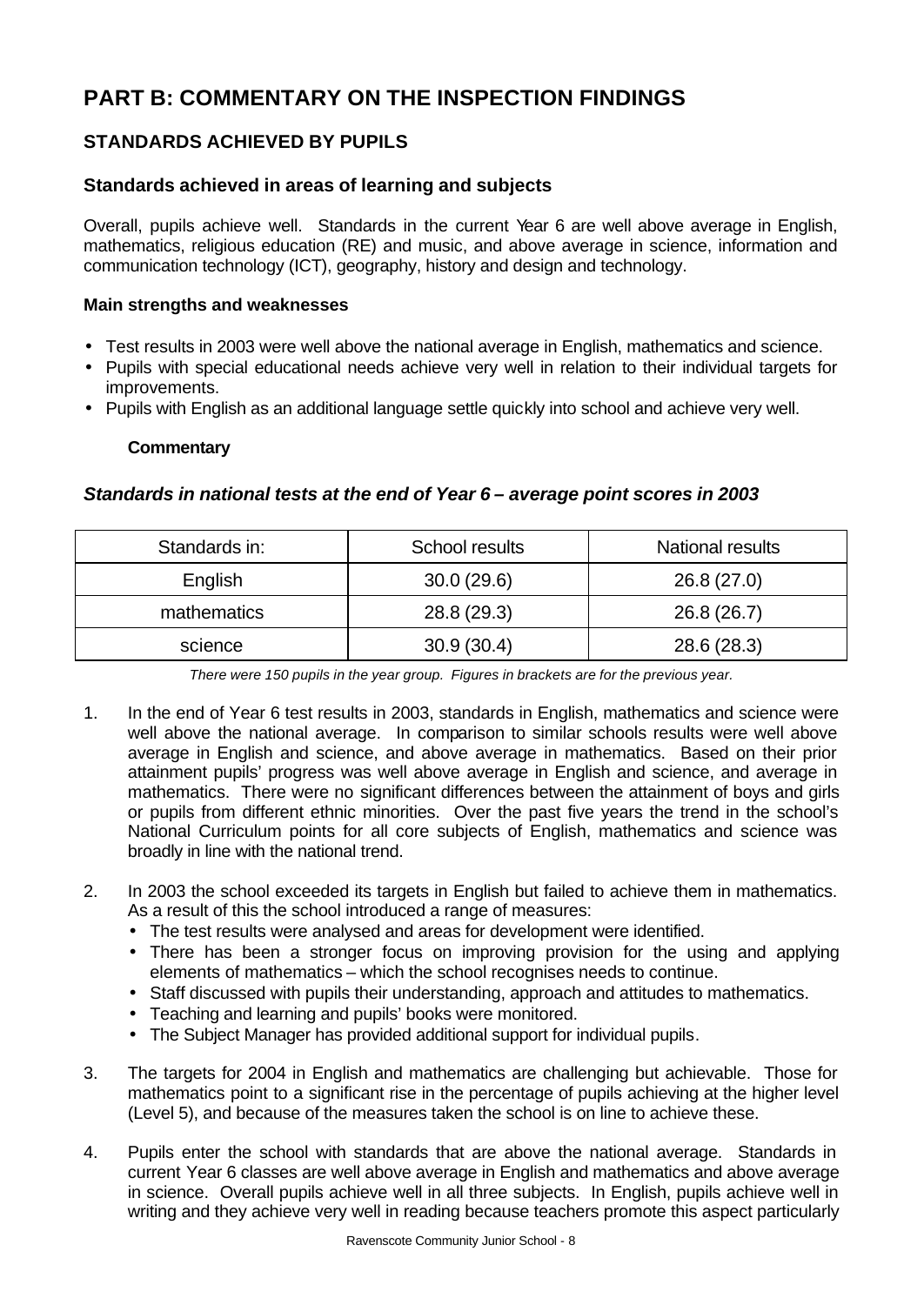# PART B: COMMENTARY ON THE INSPECTION FINDINGS

## STANDARDS ACHIEVED BY PUPILS

### Standards achieved in areas of learning and subjects

Overall, pupils achieve well. Standards in the current Year 6 are well above average in English, mathematics, religious education (RE) and music, and above average in science, information and communication technology (ICT), geography, history and design and technology.

**Main strengths and weaknesses**

- Test results in 2003 were well above the national average in English, mathematics and science.
- Pupils with special educational needs achieve very well in relation to their individual targets for improvements.
- Pupils with English as an additional language settle quickly into school and achieve very well.

**Commentary**

***Standards in national tests at the end of Year 6 – average point scores in 2003***

| Standards in: | School results | National results |
|---|---|---|
| English | 30.0 (29.6) | 26.8 (27.0) |
| mathematics | 28.8 (29.3) | 26.8 (26.7) |
| science | 30.9 (30.4) | 28.6 (28.3) |

*There were 150 pupils in the year group. Figures in brackets are for the previous year.*

1. In the end of Year 6 test results in 2003, standards in English, mathematics and science were well above the national average. In comparison to similar schools results were well above average in English and science, and above average in mathematics. Based on their prior attainment pupils' progress was well above average in English and science, and average in mathematics. There were no significant differences between the attainment of boys and girls or pupils from different ethnic minorities. Over the past five years the trend in the school's National Curriculum points for all core subjects of English, mathematics and science was broadly in line with the national trend.

2. In 2003 the school exceeded its targets in English but failed to achieve them in mathematics. As a result of this the school introduced a range of measures:
   - The test results were analysed and areas for development were identified.
   - There has been a stronger focus on improving provision for the using and applying elements of mathematics – which the school recognises needs to continue.
   - Staff discussed with pupils their understanding, approach and attitudes to mathematics.
   - Teaching and learning and pupils' books were monitored.
   - The Subject Manager has provided additional support for individual pupils.

3. The targets for 2004 in English and mathematics are challenging but achievable. Those for mathematics point to a significant rise in the percentage of pupils achieving at the higher level (Level 5), and because of the measures taken the school is on line to achieve these.

4. Pupils enter the school with standards that are above the national average. Standards in current Year 6 classes are well above average in English and mathematics and above average in science. Overall pupils achieve well in all three subjects. In English, pupils achieve well in writing and they achieve very well in reading because teachers promote this aspect particularly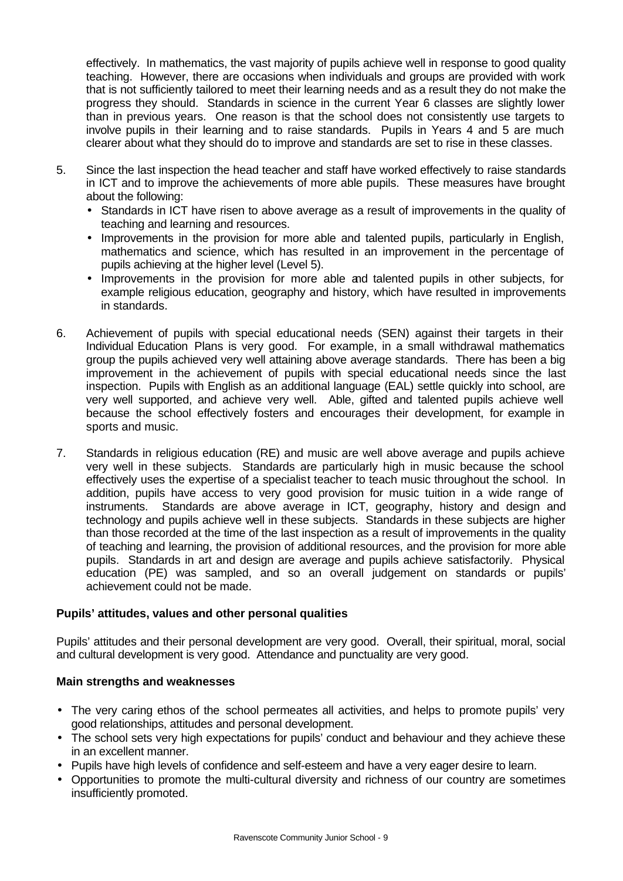effectively. In mathematics, the vast majority of pupils achieve well in response to good quality teaching. However, there are occasions when individuals and groups are provided with work that is not sufficiently tailored to meet their learning needs and as a result they do not make the progress they should. Standards in science in the current Year 6 classes are slightly lower than in previous years. One reason is that the school does not consistently use targets to involve pupils in their learning and to raise standards. Pupils in Years 4 and 5 are much clearer about what they should do to improve and standards are set to rise in these classes.

5. Since the last inspection the head teacher and staff have worked effectively to raise standards in ICT and to improve the achievements of more able pupils. These measures have brought about the following:
   - Standards in ICT have risen to above average as a result of improvements in the quality of teaching and learning and resources.
   - Improvements in the provision for more able and talented pupils, particularly in English, mathematics and science, which has resulted in an improvement in the percentage of pupils achieving at the higher level (Level 5).
   - Improvements in the provision for more able and talented pupils in other subjects, for example religious education, geography and history, which have resulted in improvements in standards.

6. Achievement of pupils with special educational needs (SEN) against their targets in their Individual Education Plans is very good. For example, in a small withdrawal mathematics group the pupils achieved very well attaining above average standards. There has been a big improvement in the achievement of pupils with special educational needs since the last inspection. Pupils with English as an additional language (EAL) settle quickly into school, are very well supported, and achieve very well. Able, gifted and talented pupils achieve well because the school effectively fosters and encourages their development, for example in sports and music.

7. Standards in religious education (RE) and music are well above average and pupils achieve very well in these subjects. Standards are particularly high in music because the school effectively uses the expertise of a specialist teacher to teach music throughout the school. In addition, pupils have access to very good provision for music tuition in a wide range of instruments. Standards are above average in ICT, geography, history and design and technology and pupils achieve well in these subjects. Standards in these subjects are higher than those recorded at the time of the last inspection as a result of improvements in the quality of teaching and learning, the provision of additional resources, and the provision for more able pupils. Standards in art and design are average and pupils achieve satisfactorily. Physical education (PE) was sampled, and so an overall judgement on standards or pupils' achievement could not be made.

**Pupils' attitudes, values and other personal qualities**

Pupils' attitudes and their personal development are very good. Overall, their spiritual, moral, social and cultural development is very good. Attendance and punctuality are very good.

**Main strengths and weaknesses**

- The very caring ethos of the school permeates all activities, and helps to promote pupils' very good relationships, attitudes and personal development.
- The school sets very high expectations for pupils' conduct and behaviour and they achieve these in an excellent manner.
- Pupils have high levels of confidence and self-esteem and have a very eager desire to learn.
- Opportunities to promote the multi-cultural diversity and richness of our country are sometimes insufficiently promoted.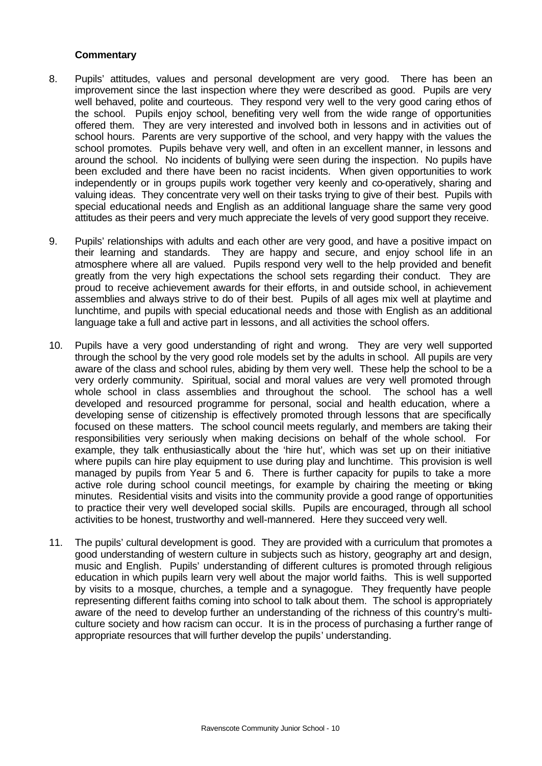**Commentary**

8. Pupils' attitudes, values and personal development are very good. There has been an improvement since the last inspection where they were described as good. Pupils are very well behaved, polite and courteous. They respond very well to the very good caring ethos of the school. Pupils enjoy school, benefiting very well from the wide range of opportunities offered them. They are very interested and involved both in lessons and in activities out of school hours. Parents are very supportive of the school, and very happy with the values the school promotes. Pupils behave very well, and often in an excellent manner, in lessons and around the school. No incidents of bullying were seen during the inspection. No pupils have been excluded and there have been no racist incidents. When given opportunities to work independently or in groups pupils work together very keenly and co-operatively, sharing and valuing ideas. They concentrate very well on their tasks trying to give of their best. Pupils with special educational needs and English as an additional language share the same very good attitudes as their peers and very much appreciate the levels of very good support they receive.

9. Pupils' relationships with adults and each other are very good, and have a positive impact on their learning and standards. They are happy and secure, and enjoy school life in an atmosphere where all are valued. Pupils respond very well to the help provided and benefit greatly from the very high expectations the school sets regarding their conduct. They are proud to receive achievement awards for their efforts, in and outside school, in achievement assemblies and always strive to do of their best. Pupils of all ages mix well at playtime and lunchtime, and pupils with special educational needs and those with English as an additional language take a full and active part in lessons, and all activities the school offers.

10. Pupils have a very good understanding of right and wrong. They are very well supported through the school by the very good role models set by the adults in school. All pupils are very aware of the class and school rules, abiding by them very well. These help the school to be a very orderly community. Spiritual, social and moral values are very well promoted through whole school in class assemblies and throughout the school. The school has a well developed and resourced programme for personal, social and health education, where a developing sense of citizenship is effectively promoted through lessons that are specifically focused on these matters. The school council meets regularly, and members are taking their responsibilities very seriously when making decisions on behalf of the whole school. For example, they talk enthusiastically about the 'hire hut', which was set up on their initiative where pupils can hire play equipment to use during play and lunchtime. This provision is well managed by pupils from Year 5 and 6. There is further capacity for pupils to take a more active role during school council meetings, for example by chairing the meeting or taking minutes. Residential visits and visits into the community provide a good range of opportunities to practice their very well developed social skills. Pupils are encouraged, through all school activities to be honest, trustworthy and well-mannered. Here they succeed very well.

11. The pupils' cultural development is good. They are provided with a curriculum that promotes a good understanding of western culture in subjects such as history, geography art and design, music and English. Pupils' understanding of different cultures is promoted through religious education in which pupils learn very well about the major world faiths. This is well supported by visits to a mosque, churches, a temple and a synagogue. They frequently have people representing different faiths coming into school to talk about them. The school is appropriately aware of the need to develop further an understanding of the richness of this country's multi-culture society and how racism can occur. It is in the process of purchasing a further range of appropriate resources that will further develop the pupils' understanding.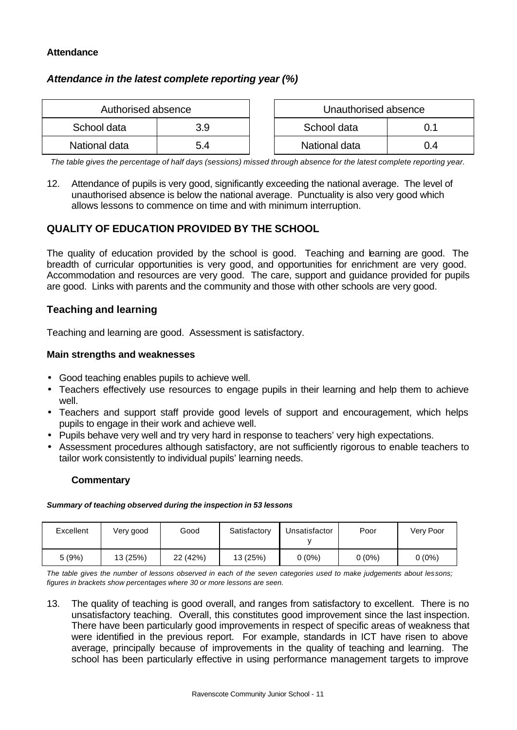**Attendance**

***Attendance in the latest complete reporting year (%)***

| Authorised absence | |
|---|---|
| School data | 3.9 |
| National data | 5.4 |

| Unauthorised absence | |
|---|---|
| School data | 0.1 |
| National data | 0.4 |

*The table gives the percentage of half days (sessions) missed through absence for the latest complete reporting year.*

12. Attendance of pupils is very good, significantly exceeding the national average. The level of unauthorised absence is below the national average. Punctuality is also very good which allows lessons to commence on time and with minimum interruption.

## QUALITY OF EDUCATION PROVIDED BY THE SCHOOL

The quality of education provided by the school is good. Teaching and learning are good. The breadth of curricular opportunities is very good, and opportunities for enrichment are very good. Accommodation and resources are very good. The care, support and guidance provided for pupils are good. Links with parents and the community and those with other schools are very good.

### Teaching and learning

Teaching and learning are good. Assessment is satisfactory.

**Main strengths and weaknesses**

- Good teaching enables pupils to achieve well.
- Teachers effectively use resources to engage pupils in their learning and help them to achieve well.
- Teachers and support staff provide good levels of support and encouragement, which helps pupils to engage in their work and achieve well.
- Pupils behave very well and try very hard in response to teachers' very high expectations.
- Assessment procedures although satisfactory, are not sufficiently rigorous to enable teachers to tailor work consistently to individual pupils' learning needs.

**Commentary**

***Summary of teaching observed during the inspection in 53 lessons***

| Excellent | Very good | Good | Satisfactory | Unsatisfactory | Poor | Very Poor |
|---|---|---|---|---|---|---|
| 5 (9%) | 13 (25%) | 22 (42%) | 13 (25%) | 0 (0%) | 0 (0%) | 0 (0%) |

*The table gives the number of lessons observed in each of the seven categories used to make judgements about lessons; figures in brackets show percentages where 30 or more lessons are seen.*

13. The quality of teaching is good overall, and ranges from satisfactory to excellent. There is no unsatisfactory teaching. Overall, this constitutes good improvement since the last inspection. There have been particularly good improvements in respect of specific areas of weakness that were identified in the previous report. For example, standards in ICT have risen to above average, principally because of improvements in the quality of teaching and learning. The school has been particularly effective in using performance management targets to improve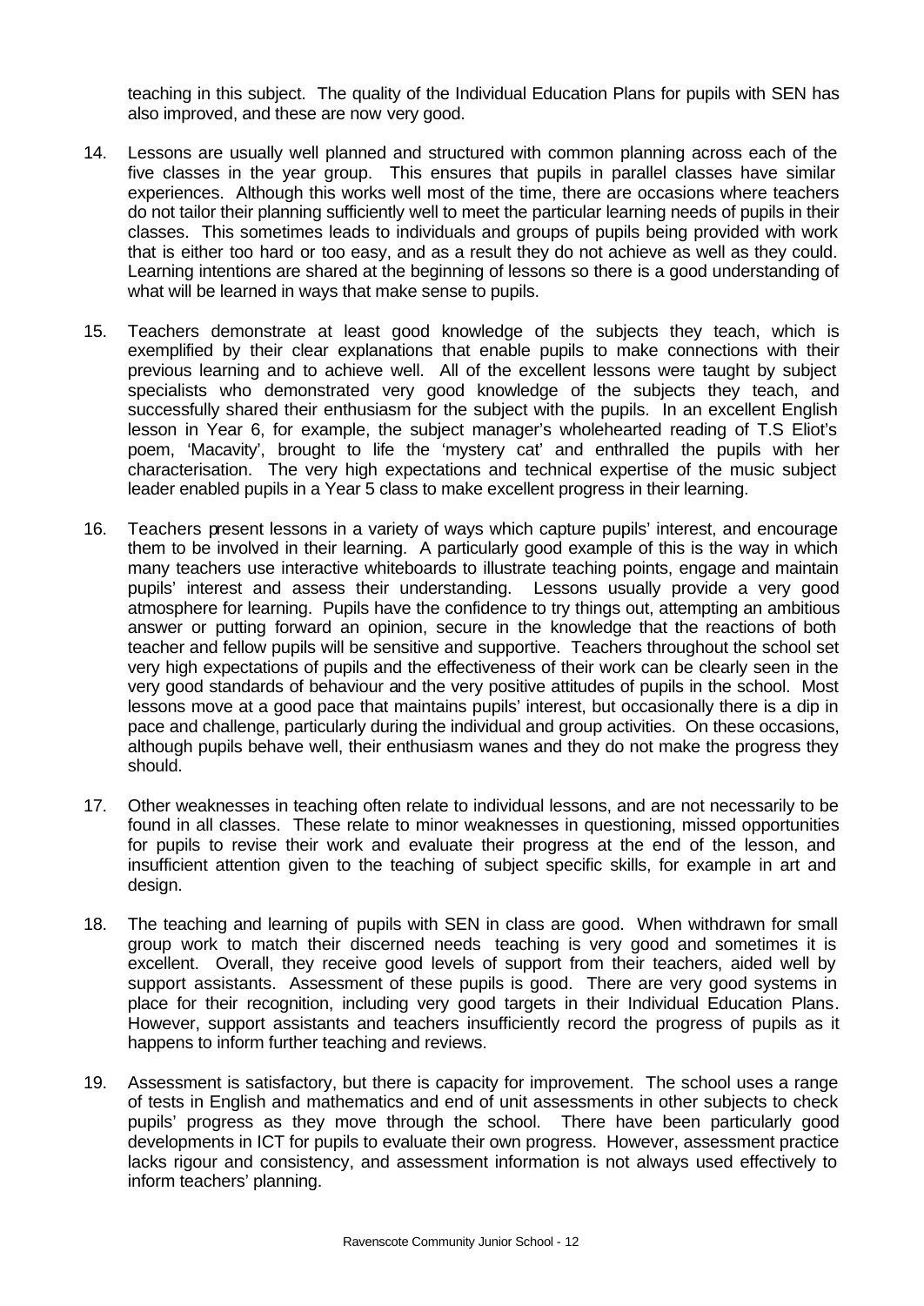teaching in this subject. The quality of the Individual Education Plans for pupils with SEN has also improved, and these are now very good.

14. Lessons are usually well planned and structured with common planning across each of the five classes in the year group. This ensures that pupils in parallel classes have similar experiences. Although this works well most of the time, there are occasions where teachers do not tailor their planning sufficiently well to meet the particular learning needs of pupils in their classes. This sometimes leads to individuals and groups of pupils being provided with work that is either too hard or too easy, and as a result they do not achieve as well as they could. Learning intentions are shared at the beginning of lessons so there is a good understanding of what will be learned in ways that make sense to pupils.

15. Teachers demonstrate at least good knowledge of the subjects they teach, which is exemplified by their clear explanations that enable pupils to make connections with their previous learning and to achieve well. All of the excellent lessons were taught by subject specialists who demonstrated very good knowledge of the subjects they teach, and successfully shared their enthusiasm for the subject with the pupils. In an excellent English lesson in Year 6, for example, the subject manager's wholehearted reading of T.S Eliot's poem, 'Macavity', brought to life the 'mystery cat' and enthralled the pupils with her characterisation. The very high expectations and technical expertise of the music subject leader enabled pupils in a Year 5 class to make excellent progress in their learning.

16. Teachers present lessons in a variety of ways which capture pupils' interest, and encourage them to be involved in their learning. A particularly good example of this is the way in which many teachers use interactive whiteboards to illustrate teaching points, engage and maintain pupils' interest and assess their understanding. Lessons usually provide a very good atmosphere for learning. Pupils have the confidence to try things out, attempting an ambitious answer or putting forward an opinion, secure in the knowledge that the reactions of both teacher and fellow pupils will be sensitive and supportive. Teachers throughout the school set very high expectations of pupils and the effectiveness of their work can be clearly seen in the very good standards of behaviour and the very positive attitudes of pupils in the school. Most lessons move at a good pace that maintains pupils' interest, but occasionally there is a dip in pace and challenge, particularly during the individual and group activities. On these occasions, although pupils behave well, their enthusiasm wanes and they do not make the progress they should.

17. Other weaknesses in teaching often relate to individual lessons, and are not necessarily to be found in all classes. These relate to minor weaknesses in questioning, missed opportunities for pupils to revise their work and evaluate their progress at the end of the lesson, and insufficient attention given to the teaching of subject specific skills, for example in art and design.

18. The teaching and learning of pupils with SEN in class are good. When withdrawn for small group work to match their discerned needs teaching is very good and sometimes it is excellent. Overall, they receive good levels of support from their teachers, aided well by support assistants. Assessment of these pupils is good. There are very good systems in place for their recognition, including very good targets in their Individual Education Plans. However, support assistants and teachers insufficiently record the progress of pupils as it happens to inform further teaching and reviews.

19. Assessment is satisfactory, but there is capacity for improvement. The school uses a range of tests in English and mathematics and end of unit assessments in other subjects to check pupils' progress as they move through the school. There have been particularly good developments in ICT for pupils to evaluate their own progress. However, assessment practice lacks rigour and consistency, and assessment information is not always used effectively to inform teachers' planning.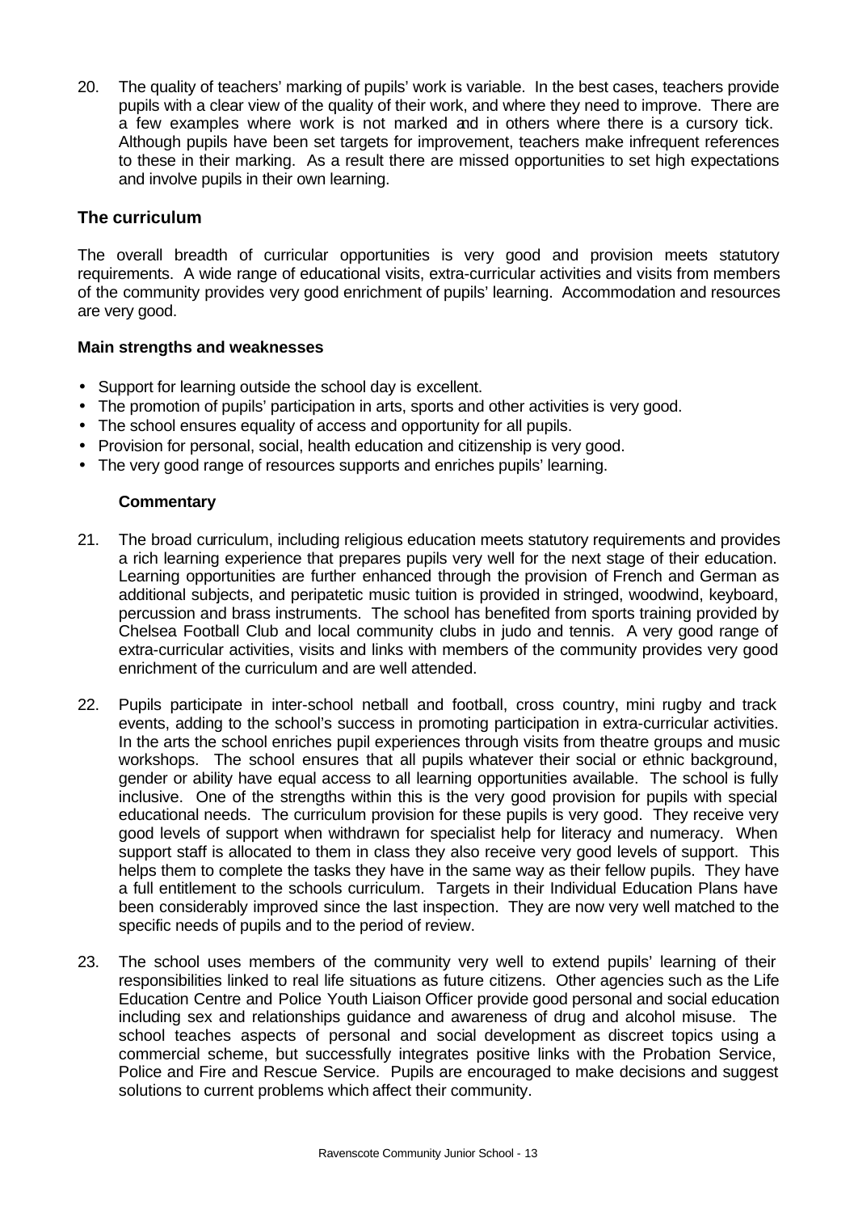20. The quality of teachers' marking of pupils' work is variable. In the best cases, teachers provide pupils with a clear view of the quality of their work, and where they need to improve. There are a few examples where work is not marked and in others where there is a cursory tick. Although pupils have been set targets for improvement, teachers make infrequent references to these in their marking. As a result there are missed opportunities to set high expectations and involve pupils in their own learning.

### The curriculum

The overall breadth of curricular opportunities is very good and provision meets statutory requirements. A wide range of educational visits, extra-curricular activities and visits from members of the community provides very good enrichment of pupils' learning. Accommodation and resources are very good.

#### Main strengths and weaknesses

- Support for learning outside the school day is excellent.
- The promotion of pupils' participation in arts, sports and other activities is very good.
- The school ensures equality of access and opportunity for all pupils.
- Provision for personal, social, health education and citizenship is very good.
- The very good range of resources supports and enriches pupils' learning.

#### Commentary

21. The broad curriculum, including religious education meets statutory requirements and provides a rich learning experience that prepares pupils very well for the next stage of their education. Learning opportunities are further enhanced through the provision of French and German as additional subjects, and peripatetic music tuition is provided in stringed, woodwind, keyboard, percussion and brass instruments. The school has benefited from sports training provided by Chelsea Football Club and local community clubs in judo and tennis. A very good range of extra-curricular activities, visits and links with members of the community provides very good enrichment of the curriculum and are well attended.

22. Pupils participate in inter-school netball and football, cross country, mini rugby and track events, adding to the school's success in promoting participation in extra-curricular activities. In the arts the school enriches pupil experiences through visits from theatre groups and music workshops. The school ensures that all pupils whatever their social or ethnic background, gender or ability have equal access to all learning opportunities available. The school is fully inclusive. One of the strengths within this is the very good provision for pupils with special educational needs. The curriculum provision for these pupils is very good. They receive very good levels of support when withdrawn for specialist help for literacy and numeracy. When support staff is allocated to them in class they also receive very good levels of support. This helps them to complete the tasks they have in the same way as their fellow pupils. They have a full entitlement to the schools curriculum. Targets in their Individual Education Plans have been considerably improved since the last inspection. They are now very well matched to the specific needs of pupils and to the period of review.

23. The school uses members of the community very well to extend pupils' learning of their responsibilities linked to real life situations as future citizens. Other agencies such as the Life Education Centre and Police Youth Liaison Officer provide good personal and social education including sex and relationships guidance and awareness of drug and alcohol misuse. The school teaches aspects of personal and social development as discreet topics using a commercial scheme, but successfully integrates positive links with the Probation Service, Police and Fire and Rescue Service. Pupils are encouraged to make decisions and suggest solutions to current problems which affect their community.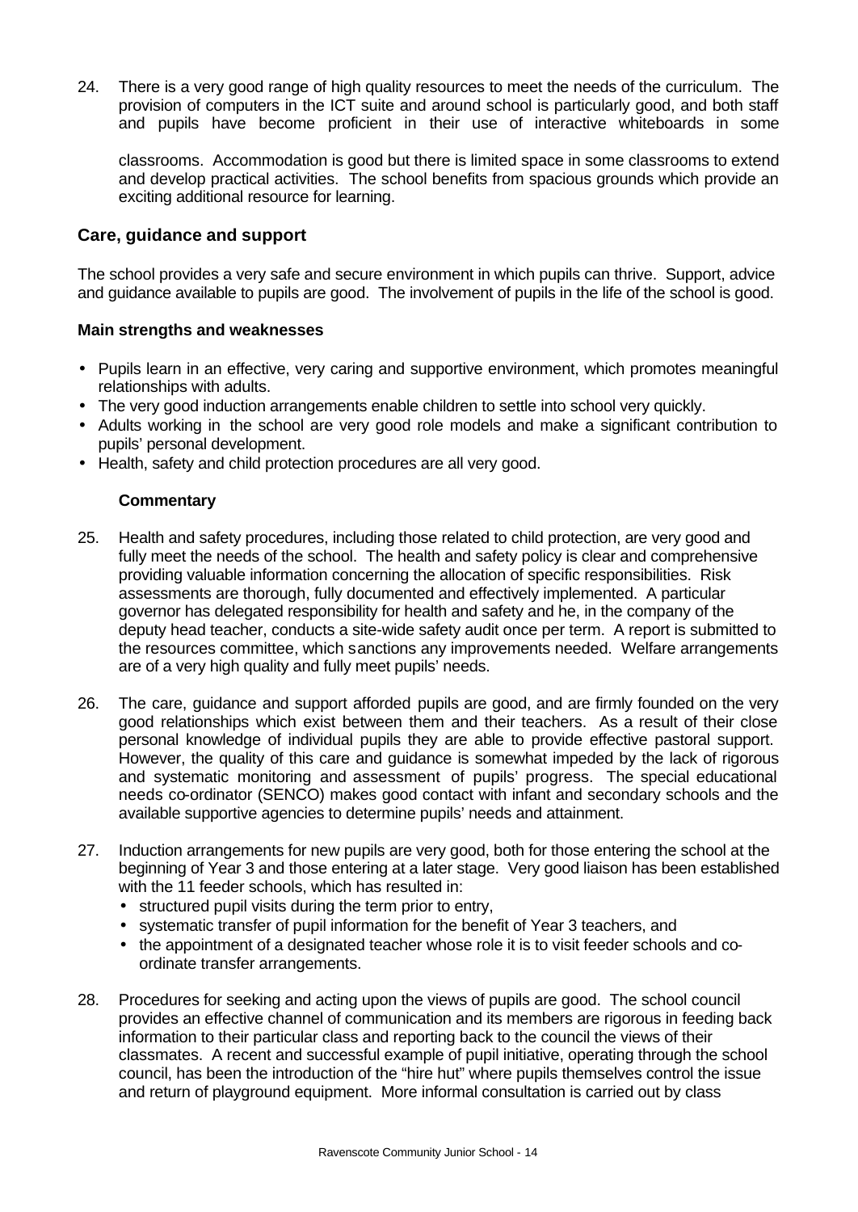24. There is a very good range of high quality resources to meet the needs of the curriculum. The provision of computers in the ICT suite and around school is particularly good, and both staff and pupils have become proficient in their use of interactive whiteboards in some classrooms. Accommodation is good but there is limited space in some classrooms to extend and develop practical activities. The school benefits from spacious grounds which provide an exciting additional resource for learning.

## Care, guidance and support

The school provides a very safe and secure environment in which pupils can thrive. Support, advice and guidance available to pupils are good. The involvement of pupils in the life of the school is good.

### Main strengths and weaknesses

- Pupils learn in an effective, very caring and supportive environment, which promotes meaningful relationships with adults.
- The very good induction arrangements enable children to settle into school very quickly.
- Adults working in the school are very good role models and make a significant contribution to pupils' personal development.
- Health, safety and child protection procedures are all very good.

### Commentary

25. Health and safety procedures, including those related to child protection, are very good and fully meet the needs of the school. The health and safety policy is clear and comprehensive providing valuable information concerning the allocation of specific responsibilities. Risk assessments are thorough, fully documented and effectively implemented. A particular governor has delegated responsibility for health and safety and he, in the company of the deputy head teacher, conducts a site-wide safety audit once per term. A report is submitted to the resources committee, which sanctions any improvements needed. Welfare arrangements are of a very high quality and fully meet pupils' needs.

26. The care, guidance and support afforded pupils are good, and are firmly founded on the very good relationships which exist between them and their teachers. As a result of their close personal knowledge of individual pupils they are able to provide effective pastoral support. However, the quality of this care and guidance is somewhat impeded by the lack of rigorous and systematic monitoring and assessment of pupils' progress. The special educational needs co-ordinator (SENCO) makes good contact with infant and secondary schools and the available supportive agencies to determine pupils' needs and attainment.

27. Induction arrangements for new pupils are very good, both for those entering the school at the beginning of Year 3 and those entering at a later stage. Very good liaison has been established with the 11 feeder schools, which has resulted in:
    - structured pupil visits during the term prior to entry,
    - systematic transfer of pupil information for the benefit of Year 3 teachers, and
    - the appointment of a designated teacher whose role it is to visit feeder schools and co-ordinate transfer arrangements.

28. Procedures for seeking and acting upon the views of pupils are good. The school council provides an effective channel of communication and its members are rigorous in feeding back information to their particular class and reporting back to the council the views of their classmates. A recent and successful example of pupil initiative, operating through the school council, has been the introduction of the "hire hut" where pupils themselves control the issue and return of playground equipment. More informal consultation is carried out by class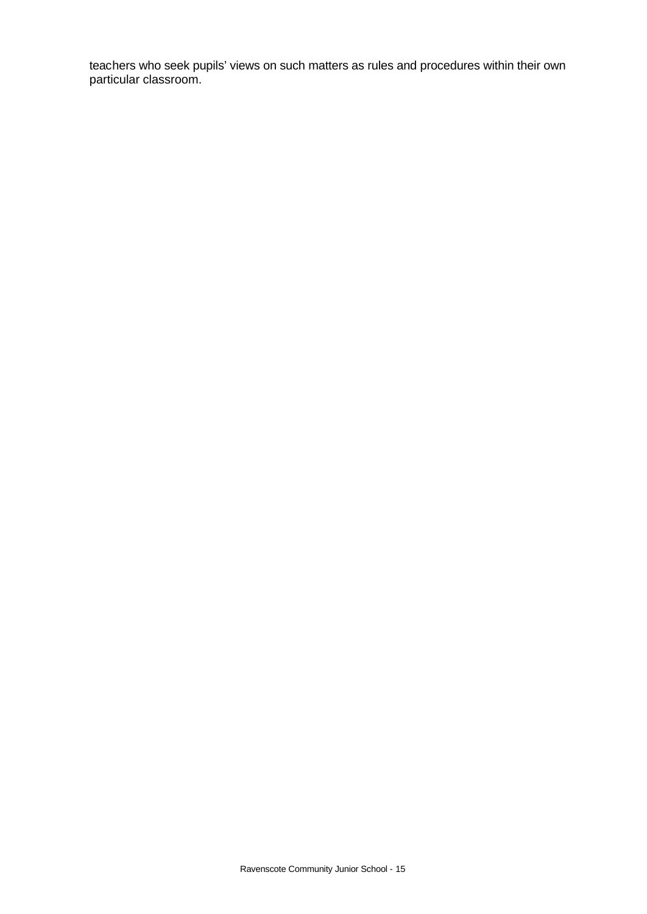teachers who seek pupils' views on such matters as rules and procedures within their own particular classroom.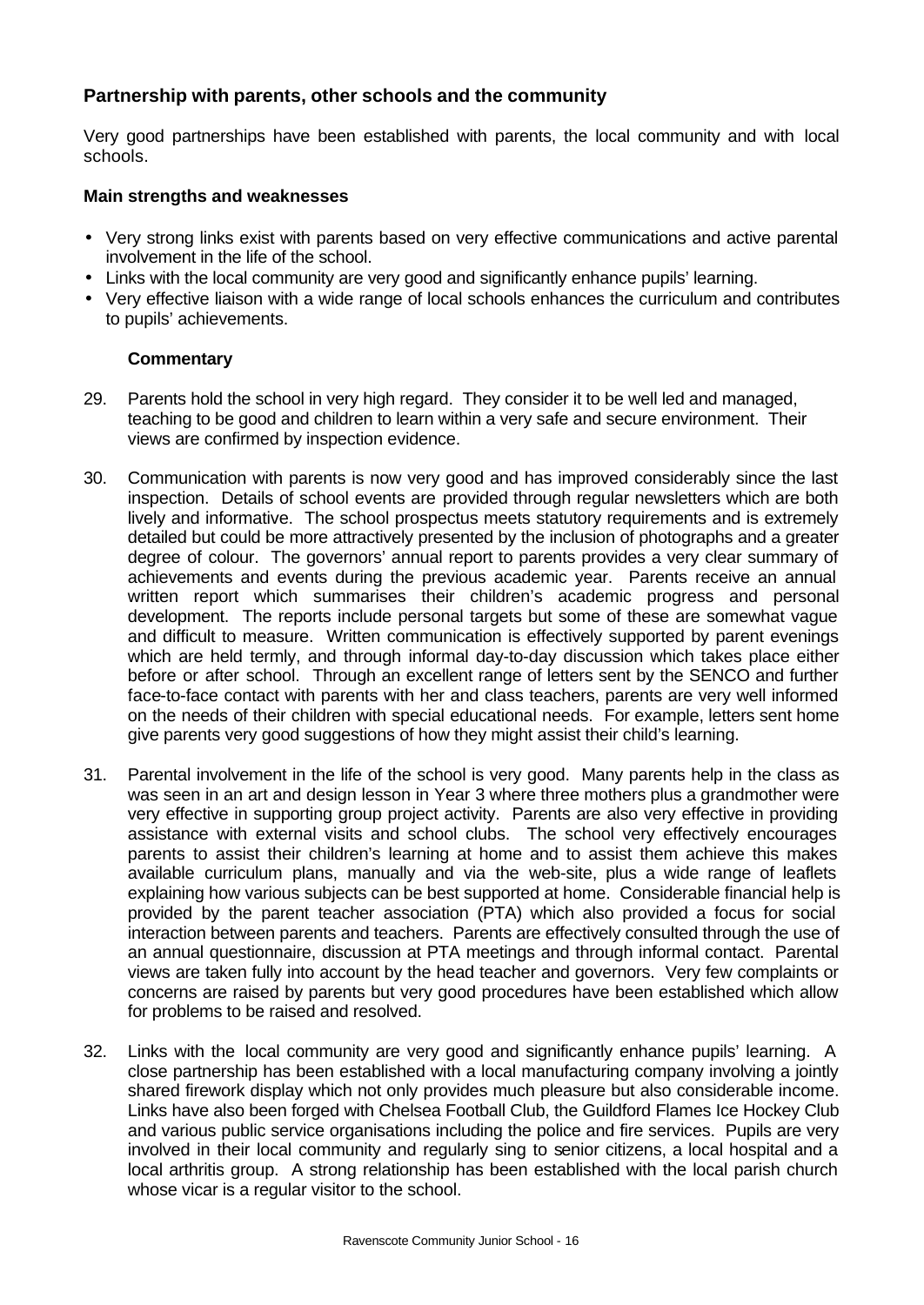## Partnership with parents, other schools and the community

Very good partnerships have been established with parents, the local community and with local schools.

### Main strengths and weaknesses

- Very strong links exist with parents based on very effective communications and active parental involvement in the life of the school.
- Links with the local community are very good and significantly enhance pupils' learning.
- Very effective liaison with a wide range of local schools enhances the curriculum and contributes to pupils' achievements.

### Commentary

29. Parents hold the school in very high regard. They consider it to be well led and managed, teaching to be good and children to learn within a very safe and secure environment. Their views are confirmed by inspection evidence.

30. Communication with parents is now very good and has improved considerably since the last inspection. Details of school events are provided through regular newsletters which are both lively and informative. The school prospectus meets statutory requirements and is extremely detailed but could be more attractively presented by the inclusion of photographs and a greater degree of colour. The governors' annual report to parents provides a very clear summary of achievements and events during the previous academic year. Parents receive an annual written report which summarises their children's academic progress and personal development. The reports include personal targets but some of these are somewhat vague and difficult to measure. Written communication is effectively supported by parent evenings which are held termly, and through informal day-to-day discussion which takes place either before or after school. Through an excellent range of letters sent by the SENCO and further face-to-face contact with parents with her and class teachers, parents are very well informed on the needs of their children with special educational needs. For example, letters sent home give parents very good suggestions of how they might assist their child's learning.

31. Parental involvement in the life of the school is very good. Many parents help in the class as was seen in an art and design lesson in Year 3 where three mothers plus a grandmother were very effective in supporting group project activity. Parents are also very effective in providing assistance with external visits and school clubs. The school very effectively encourages parents to assist their children's learning at home and to assist them achieve this makes available curriculum plans, manually and via the web-site, plus a wide range of leaflets explaining how various subjects can be best supported at home. Considerable financial help is provided by the parent teacher association (PTA) which also provided a focus for social interaction between parents and teachers. Parents are effectively consulted through the use of an annual questionnaire, discussion at PTA meetings and through informal contact. Parental views are taken fully into account by the head teacher and governors. Very few complaints or concerns are raised by parents but very good procedures have been established which allow for problems to be raised and resolved.

32. Links with the local community are very good and significantly enhance pupils' learning. A close partnership has been established with a local manufacturing company involving a jointly shared firework display which not only provides much pleasure but also considerable income. Links have also been forged with Chelsea Football Club, the Guildford Flames Ice Hockey Club and various public service organisations including the police and fire services. Pupils are very involved in their local community and regularly sing to senior citizens, a local hospital and a local arthritis group. A strong relationship has been established with the local parish church whose vicar is a regular visitor to the school.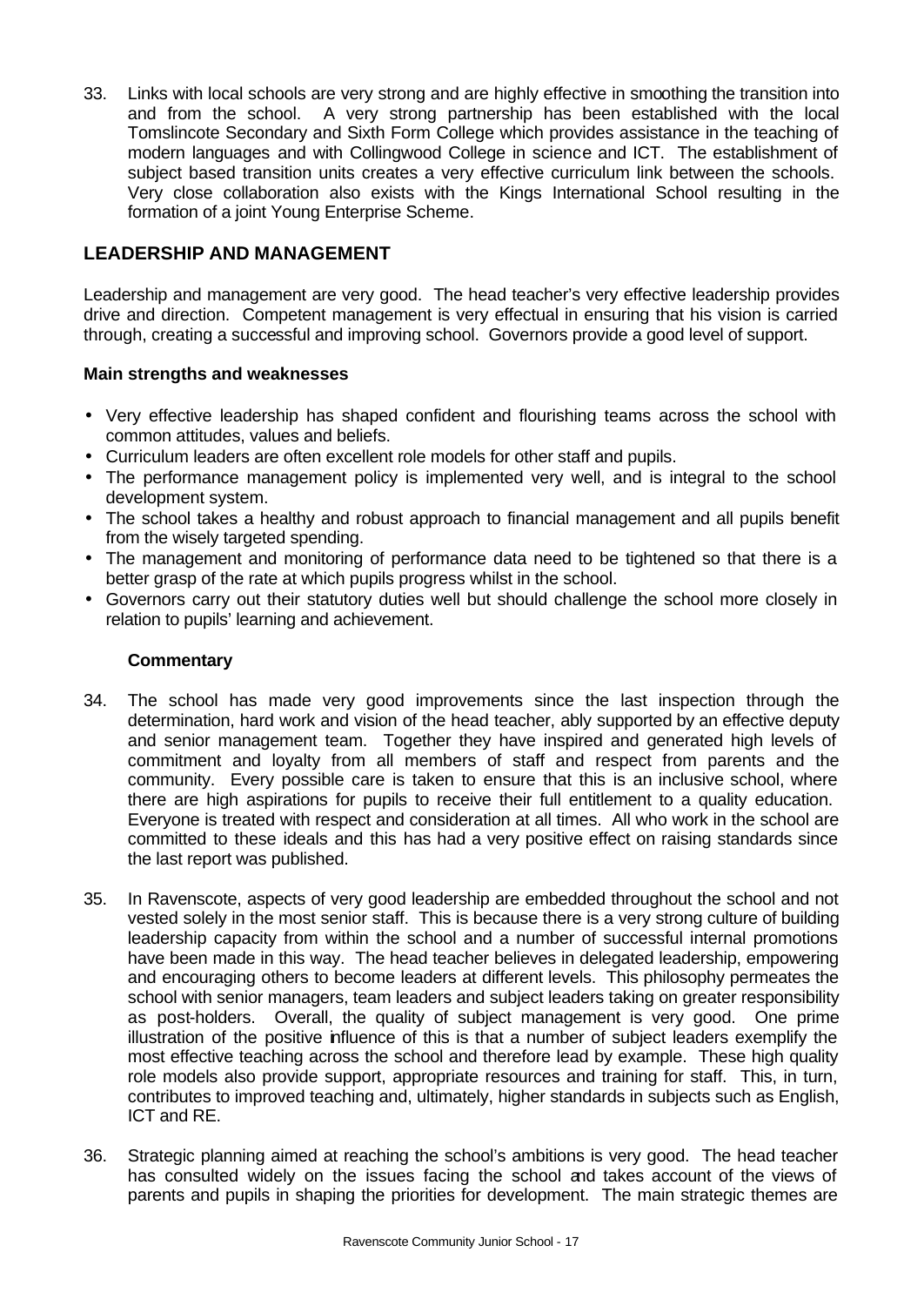33. Links with local schools are very strong and are highly effective in smoothing the transition into and from the school. A very strong partnership has been established with the local Tomslincote Secondary and Sixth Form College which provides assistance in the teaching of modern languages and with Collingwood College in science and ICT. The establishment of subject based transition units creates a very effective curriculum link between the schools. Very close collaboration also exists with the Kings International School resulting in the formation of a joint Young Enterprise Scheme.

## LEADERSHIP AND MANAGEMENT

Leadership and management are very good. The head teacher's very effective leadership provides drive and direction. Competent management is very effectual in ensuring that his vision is carried through, creating a successful and improving school. Governors provide a good level of support.

**Main strengths and weaknesses**

- Very effective leadership has shaped confident and flourishing teams across the school with common attitudes, values and beliefs.
- Curriculum leaders are often excellent role models for other staff and pupils.
- The performance management policy is implemented very well, and is integral to the school development system.
- The school takes a healthy and robust approach to financial management and all pupils benefit from the wisely targeted spending.
- The management and monitoring of performance data need to be tightened so that there is a better grasp of the rate at which pupils progress whilst in the school.
- Governors carry out their statutory duties well but should challenge the school more closely in relation to pupils' learning and achievement.

**Commentary**

34. The school has made very good improvements since the last inspection through the determination, hard work and vision of the head teacher, ably supported by an effective deputy and senior management team. Together they have inspired and generated high levels of commitment and loyalty from all members of staff and respect from parents and the community. Every possible care is taken to ensure that this is an inclusive school, where there are high aspirations for pupils to receive their full entitlement to a quality education. Everyone is treated with respect and consideration at all times. All who work in the school are committed to these ideals and this has had a very positive effect on raising standards since the last report was published.

35. In Ravenscote, aspects of very good leadership are embedded throughout the school and not vested solely in the most senior staff. This is because there is a very strong culture of building leadership capacity from within the school and a number of successful internal promotions have been made in this way. The head teacher believes in delegated leadership, empowering and encouraging others to become leaders at different levels. This philosophy permeates the school with senior managers, team leaders and subject leaders taking on greater responsibility as post-holders. Overall, the quality of subject management is very good. One prime illustration of the positive influence of this is that a number of subject leaders exemplify the most effective teaching across the school and therefore lead by example. These high quality role models also provide support, appropriate resources and training for staff. This, in turn, contributes to improved teaching and, ultimately, higher standards in subjects such as English, ICT and RE.

36. Strategic planning aimed at reaching the school's ambitions is very good. The head teacher has consulted widely on the issues facing the school and takes account of the views of parents and pupils in shaping the priorities for development. The main strategic themes are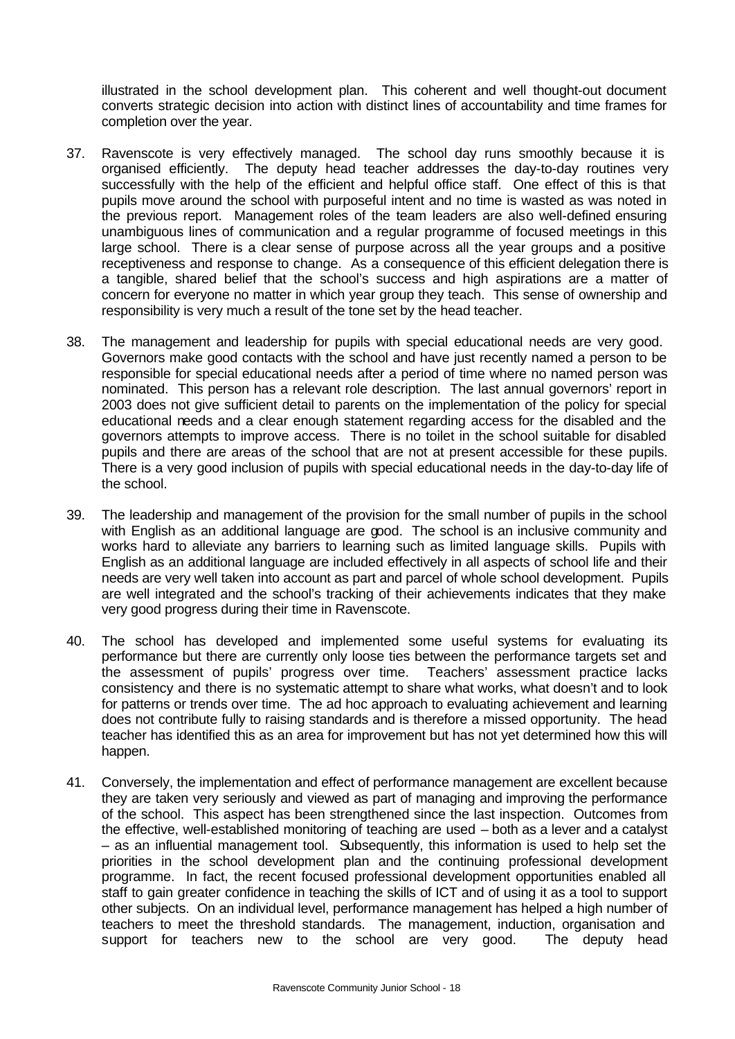illustrated in the school development plan. This coherent and well thought-out document converts strategic decision into action with distinct lines of accountability and time frames for completion over the year.

37. Ravenscote is very effectively managed. The school day runs smoothly because it is organised efficiently. The deputy head teacher addresses the day-to-day routines very successfully with the help of the efficient and helpful office staff. One effect of this is that pupils move around the school with purposeful intent and no time is wasted as was noted in the previous report. Management roles of the team leaders are also well-defined ensuring unambiguous lines of communication and a regular programme of focused meetings in this large school. There is a clear sense of purpose across all the year groups and a positive receptiveness and response to change. As a consequence of this efficient delegation there is a tangible, shared belief that the school's success and high aspirations are a matter of concern for everyone no matter in which year group they teach. This sense of ownership and responsibility is very much a result of the tone set by the head teacher.

38. The management and leadership for pupils with special educational needs are very good. Governors make good contacts with the school and have just recently named a person to be responsible for special educational needs after a period of time where no named person was nominated. This person has a relevant role description. The last annual governors' report in 2003 does not give sufficient detail to parents on the implementation of the policy for special educational needs and a clear enough statement regarding access for the disabled and the governors attempts to improve access. There is no toilet in the school suitable for disabled pupils and there are areas of the school that are not at present accessible for these pupils. There is a very good inclusion of pupils with special educational needs in the day-to-day life of the school.

39. The leadership and management of the provision for the small number of pupils in the school with English as an additional language are good. The school is an inclusive community and works hard to alleviate any barriers to learning such as limited language skills. Pupils with English as an additional language are included effectively in all aspects of school life and their needs are very well taken into account as part and parcel of whole school development. Pupils are well integrated and the school's tracking of their achievements indicates that they make very good progress during their time in Ravenscote.

40. The school has developed and implemented some useful systems for evaluating its performance but there are currently only loose ties between the performance targets set and the assessment of pupils' progress over time. Teachers' assessment practice lacks consistency and there is no systematic attempt to share what works, what doesn't and to look for patterns or trends over time. The ad hoc approach to evaluating achievement and learning does not contribute fully to raising standards and is therefore a missed opportunity. The head teacher has identified this as an area for improvement but has not yet determined how this will happen.

41. Conversely, the implementation and effect of performance management are excellent because they are taken very seriously and viewed as part of managing and improving the performance of the school. This aspect has been strengthened since the last inspection. Outcomes from the effective, well-established monitoring of teaching are used – both as a lever and a catalyst – as an influential management tool. Subsequently, this information is used to help set the priorities in the school development plan and the continuing professional development programme. In fact, the recent focused professional development opportunities enabled all staff to gain greater confidence in teaching the skills of ICT and of using it as a tool to support other subjects. On an individual level, performance management has helped a high number of teachers to meet the threshold standards. The management, induction, organisation and support for teachers new to the school are very good. The deputy head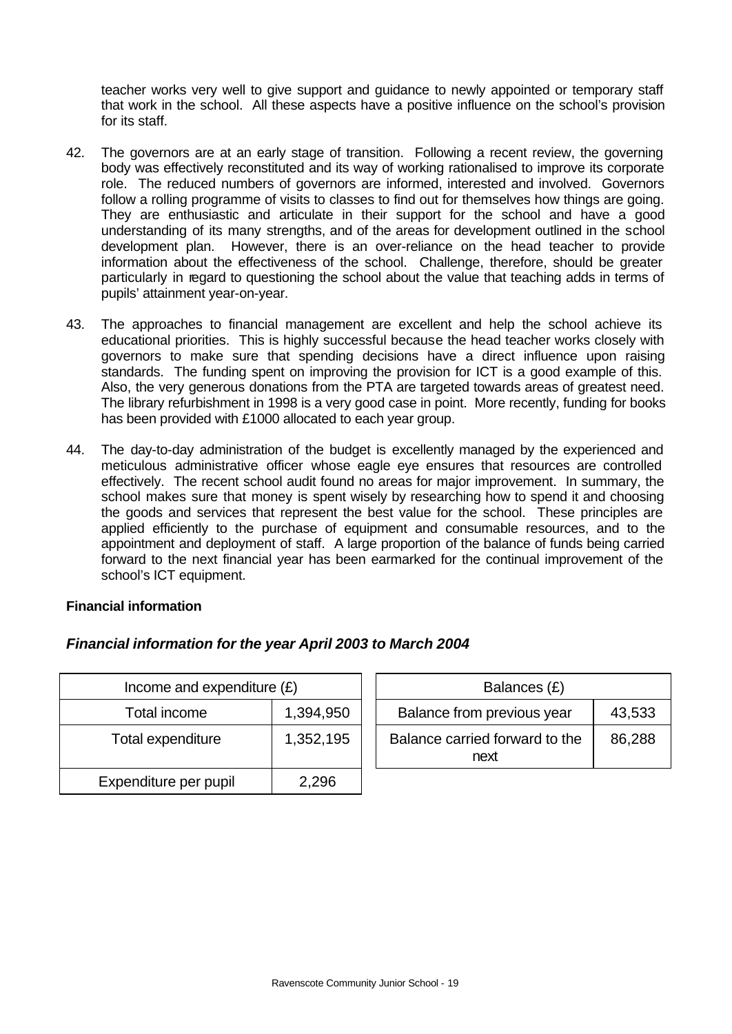teacher works very well to give support and guidance to newly appointed or temporary staff that work in the school. All these aspects have a positive influence on the school's provision for its staff.

42. The governors are at an early stage of transition. Following a recent review, the governing body was effectively reconstituted and its way of working rationalised to improve its corporate role. The reduced numbers of governors are informed, interested and involved. Governors follow a rolling programme of visits to classes to find out for themselves how things are going. They are enthusiastic and articulate in their support for the school and have a good understanding of its many strengths, and of the areas for development outlined in the school development plan. However, there is an over-reliance on the head teacher to provide information about the effectiveness of the school. Challenge, therefore, should be greater particularly in regard to questioning the school about the value that teaching adds in terms of pupils' attainment year-on-year.

43. The approaches to financial management are excellent and help the school achieve its educational priorities. This is highly successful because the head teacher works closely with governors to make sure that spending decisions have a direct influence upon raising standards. The funding spent on improving the provision for ICT is a good example of this. Also, the very generous donations from the PTA are targeted towards areas of greatest need. The library refurbishment in 1998 is a very good case in point. More recently, funding for books has been provided with £1000 allocated to each year group.

44. The day-to-day administration of the budget is excellently managed by the experienced and meticulous administrative officer whose eagle eye ensures that resources are controlled effectively. The recent school audit found no areas for major improvement. In summary, the school makes sure that money is spent wisely by researching how to spend it and choosing the goods and services that represent the best value for the school. These principles are applied efficiently to the purchase of equipment and consumable resources, and to the appointment and deployment of staff. A large proportion of the balance of funds being carried forward to the next financial year has been earmarked for the continual improvement of the school's ICT equipment.

**Financial information**

***Financial information for the year April 2003 to March 2004***

| Income and expenditure (£) | |
|---|---|
| Total income | 1,394,950 |
| Total expenditure | 1,352,195 |
| Expenditure per pupil | 2,296 |

| Balances (£) | |
|---|---|
| Balance from previous year | 43,533 |
| Balance carried forward to the next | 86,288 |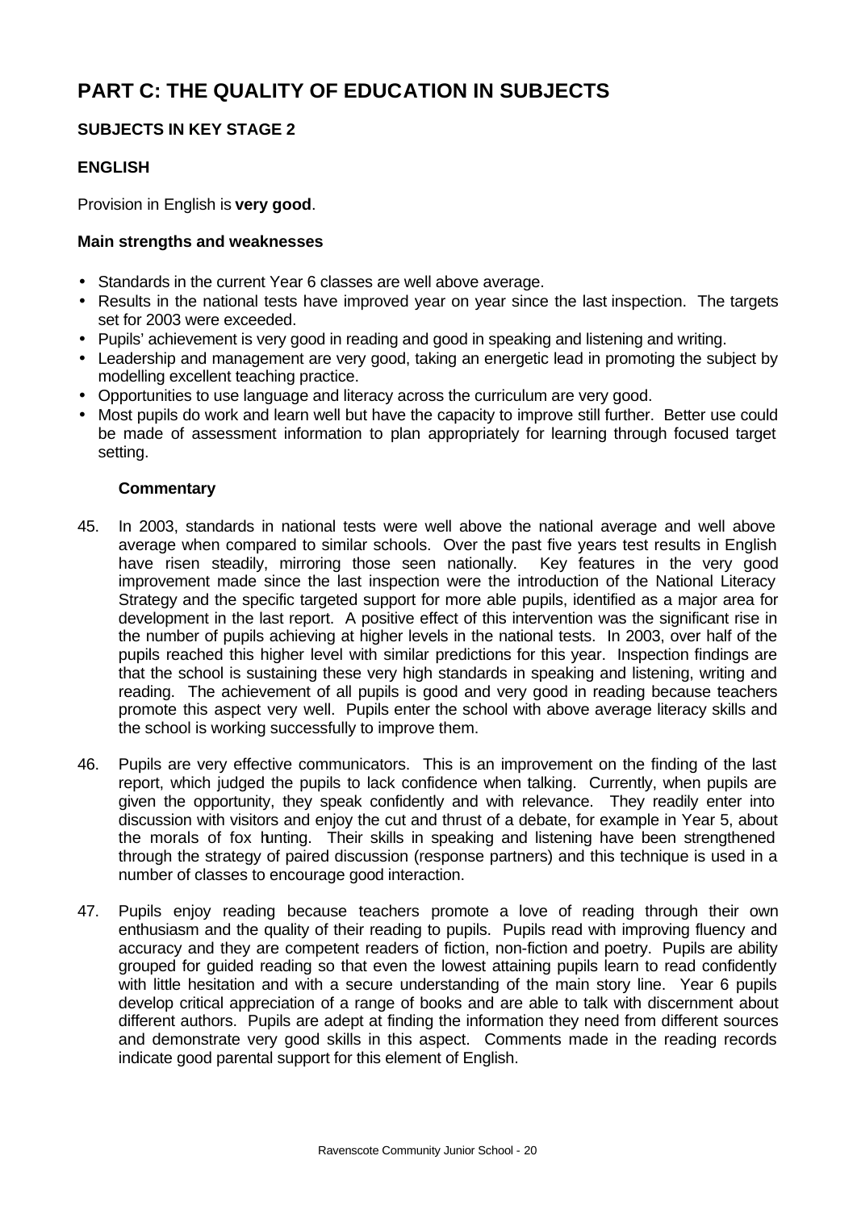# PART C: THE QUALITY OF EDUCATION IN SUBJECTS

## SUBJECTS IN KEY STAGE 2

### ENGLISH

Provision in English is **very good**.

**Main strengths and weaknesses**

- Standards in the current Year 6 classes are well above average.
- Results in the national tests have improved year on year since the last inspection. The targets set for 2003 were exceeded.
- Pupils' achievement is very good in reading and good in speaking and listening and writing.
- Leadership and management are very good, taking an energetic lead in promoting the subject by modelling excellent teaching practice.
- Opportunities to use language and literacy across the curriculum are very good.
- Most pupils do work and learn well but have the capacity to improve still further. Better use could be made of assessment information to plan appropriately for learning through focused target setting.

**Commentary**

45. In 2003, standards in national tests were well above the national average and well above average when compared to similar schools. Over the past five years test results in English have risen steadily, mirroring those seen nationally. Key features in the very good improvement made since the last inspection were the introduction of the National Literacy Strategy and the specific targeted support for more able pupils, identified as a major area for development in the last report. A positive effect of this intervention was the significant rise in the number of pupils achieving at higher levels in the national tests. In 2003, over half of the pupils reached this higher level with similar predictions for this year. Inspection findings are that the school is sustaining these very high standards in speaking and listening, writing and reading. The achievement of all pupils is good and very good in reading because teachers promote this aspect very well. Pupils enter the school with above average literacy skills and the school is working successfully to improve them.

46. Pupils are very effective communicators. This is an improvement on the finding of the last report, which judged the pupils to lack confidence when talking. Currently, when pupils are given the opportunity, they speak confidently and with relevance. They readily enter into discussion with visitors and enjoy the cut and thrust of a debate, for example in Year 5, about the morals of fox hunting. Their skills in speaking and listening have been strengthened through the strategy of paired discussion (response partners) and this technique is used in a number of classes to encourage good interaction.

47. Pupils enjoy reading because teachers promote a love of reading through their own enthusiasm and the quality of their reading to pupils. Pupils read with improving fluency and accuracy and they are competent readers of fiction, non-fiction and poetry. Pupils are ability grouped for guided reading so that even the lowest attaining pupils learn to read confidently with little hesitation and with a secure understanding of the main story line. Year 6 pupils develop critical appreciation of a range of books and are able to talk with discernment about different authors. Pupils are adept at finding the information they need from different sources and demonstrate very good skills in this aspect. Comments made in the reading records indicate good parental support for this element of English.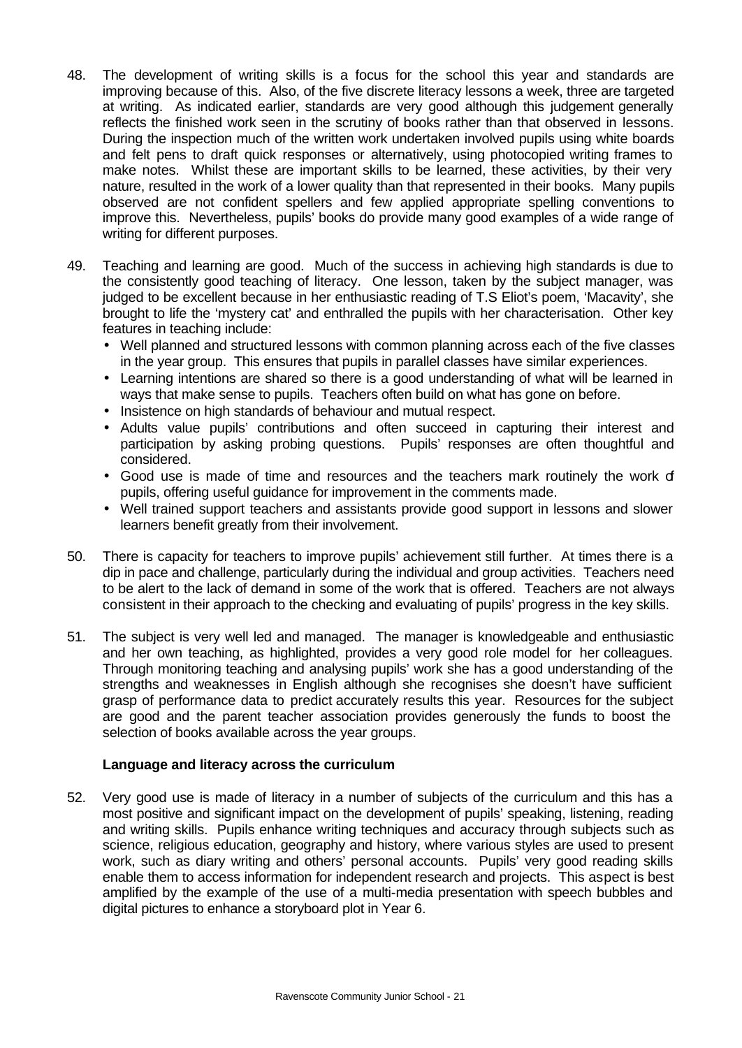48. The development of writing skills is a focus for the school this year and standards are improving because of this. Also, of the five discrete literacy lessons a week, three are targeted at writing. As indicated earlier, standards are very good although this judgement generally reflects the finished work seen in the scrutiny of books rather than that observed in lessons. During the inspection much of the written work undertaken involved pupils using white boards and felt pens to draft quick responses or alternatively, using photocopied writing frames to make notes. Whilst these are important skills to be learned, these activities, by their very nature, resulted in the work of a lower quality than that represented in their books. Many pupils observed are not confident spellers and few applied appropriate spelling conventions to improve this. Nevertheless, pupils' books do provide many good examples of a wide range of writing for different purposes.

49. Teaching and learning are good. Much of the success in achieving high standards is due to the consistently good teaching of literacy. One lesson, taken by the subject manager, was judged to be excellent because in her enthusiastic reading of T.S Eliot's poem, 'Macavity', she brought to life the 'mystery cat' and enthralled the pupils with her characterisation. Other key features in teaching include:
   - Well planned and structured lessons with common planning across each of the five classes in the year group. This ensures that pupils in parallel classes have similar experiences.
   - Learning intentions are shared so there is a good understanding of what will be learned in ways that make sense to pupils. Teachers often build on what has gone on before.
   - Insistence on high standards of behaviour and mutual respect.
   - Adults value pupils' contributions and often succeed in capturing their interest and participation by asking probing questions. Pupils' responses are often thoughtful and considered.
   - Good use is made of time and resources and the teachers mark routinely the work of pupils, offering useful guidance for improvement in the comments made.
   - Well trained support teachers and assistants provide good support in lessons and slower learners benefit greatly from their involvement.

50. There is capacity for teachers to improve pupils' achievement still further. At times there is a dip in pace and challenge, particularly during the individual and group activities. Teachers need to be alert to the lack of demand in some of the work that is offered. Teachers are not always consistent in their approach to the checking and evaluating of pupils' progress in the key skills.

51. The subject is very well led and managed. The manager is knowledgeable and enthusiastic and her own teaching, as highlighted, provides a very good role model for her colleagues. Through monitoring teaching and analysing pupils' work she has a good understanding of the strengths and weaknesses in English although she recognises she doesn't have sufficient grasp of performance data to predict accurately results this year. Resources for the subject are good and the parent teacher association provides generously the funds to boost the selection of books available across the year groups.

**Language and literacy across the curriculum**

52. Very good use is made of literacy in a number of subjects of the curriculum and this has a most positive and significant impact on the development of pupils' speaking, listening, reading and writing skills. Pupils enhance writing techniques and accuracy through subjects such as science, religious education, geography and history, where various styles are used to present work, such as diary writing and others' personal accounts. Pupils' very good reading skills enable them to access information for independent research and projects. This aspect is best amplified by the example of the use of a multi-media presentation with speech bubbles and digital pictures to enhance a storyboard plot in Year 6.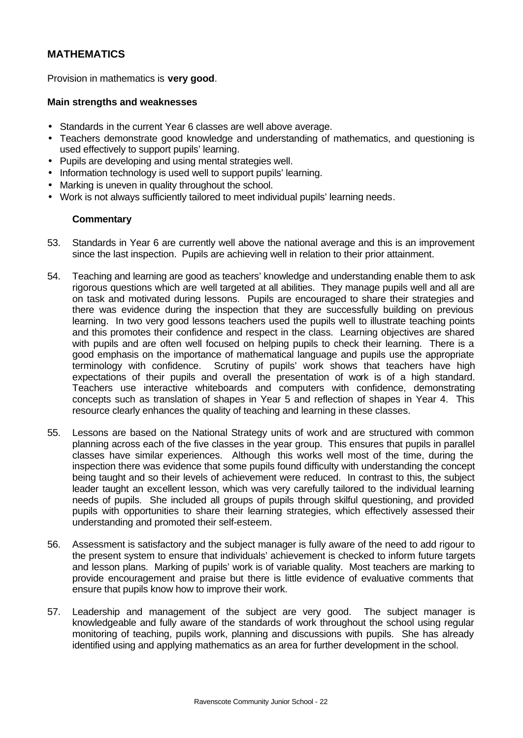## MATHEMATICS

Provision in mathematics is **very good**.

**Main strengths and weaknesses**

- Standards in the current Year 6 classes are well above average.
- Teachers demonstrate good knowledge and understanding of mathematics, and questioning is used effectively to support pupils' learning.
- Pupils are developing and using mental strategies well.
- Information technology is used well to support pupils' learning.
- Marking is uneven in quality throughout the school.
- Work is not always sufficiently tailored to meet individual pupils' learning needs.

**Commentary**

53. Standards in Year 6 are currently well above the national average and this is an improvement since the last inspection. Pupils are achieving well in relation to their prior attainment.

54. Teaching and learning are good as teachers' knowledge and understanding enable them to ask rigorous questions which are well targeted at all abilities. They manage pupils well and all are on task and motivated during lessons. Pupils are encouraged to share their strategies and there was evidence during the inspection that they are successfully building on previous learning. In two very good lessons teachers used the pupils well to illustrate teaching points and this promotes their confidence and respect in the class. Learning objectives are shared with pupils and are often well focused on helping pupils to check their learning. There is a good emphasis on the importance of mathematical language and pupils use the appropriate terminology with confidence. Scrutiny of pupils' work shows that teachers have high expectations of their pupils and overall the presentation of work is of a high standard. Teachers use interactive whiteboards and computers with confidence, demonstrating concepts such as translation of shapes in Year 5 and reflection of shapes in Year 4. This resource clearly enhances the quality of teaching and learning in these classes.

55. Lessons are based on the National Strategy units of work and are structured with common planning across each of the five classes in the year group. This ensures that pupils in parallel classes have similar experiences. Although this works well most of the time, during the inspection there was evidence that some pupils found difficulty with understanding the concept being taught and so their levels of achievement were reduced. In contrast to this, the subject leader taught an excellent lesson, which was very carefully tailored to the individual learning needs of pupils. She included all groups of pupils through skilful questioning, and provided pupils with opportunities to share their learning strategies, which effectively assessed their understanding and promoted their self-esteem.

56. Assessment is satisfactory and the subject manager is fully aware of the need to add rigour to the present system to ensure that individuals' achievement is checked to inform future targets and lesson plans. Marking of pupils' work is of variable quality. Most teachers are marking to provide encouragement and praise but there is little evidence of evaluative comments that ensure that pupils know how to improve their work.

57. Leadership and management of the subject are very good. The subject manager is knowledgeable and fully aware of the standards of work throughout the school using regular monitoring of teaching, pupils work, planning and discussions with pupils. She has already identified using and applying mathematics as an area for further development in the school.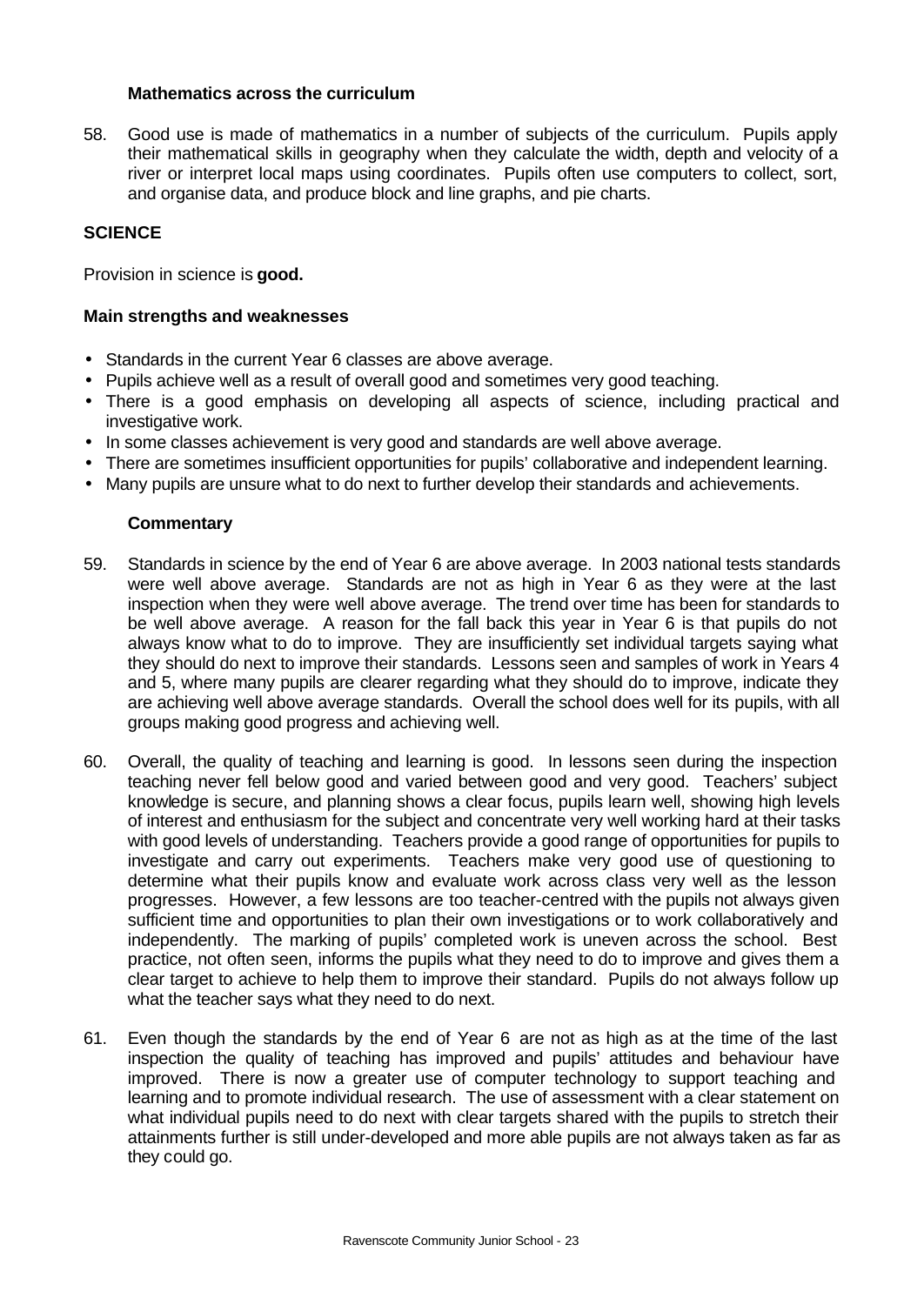### Mathematics across the curriculum

58. Good use is made of mathematics in a number of subjects of the curriculum. Pupils apply their mathematical skills in geography when they calculate the width, depth and velocity of a river or interpret local maps using coordinates. Pupils often use computers to collect, sort, and organise data, and produce block and line graphs, and pie charts.

## SCIENCE

Provision in science is **good.**

### Main strengths and weaknesses

- Standards in the current Year 6 classes are above average.
- Pupils achieve well as a result of overall good and sometimes very good teaching.
- There is a good emphasis on developing all aspects of science, including practical and investigative work.
- In some classes achievement is very good and standards are well above average.
- There are sometimes insufficient opportunities for pupils' collaborative and independent learning.
- Many pupils are unsure what to do next to further develop their standards and achievements.

### Commentary

59. Standards in science by the end of Year 6 are above average. In 2003 national tests standards were well above average. Standards are not as high in Year 6 as they were at the last inspection when they were well above average. The trend over time has been for standards to be well above average. A reason for the fall back this year in Year 6 is that pupils do not always know what to do to improve. They are insufficiently set individual targets saying what they should do next to improve their standards. Lessons seen and samples of work in Years 4 and 5, where many pupils are clearer regarding what they should do to improve, indicate they are achieving well above average standards. Overall the school does well for its pupils, with all groups making good progress and achieving well.

60. Overall, the quality of teaching and learning is good. In lessons seen during the inspection teaching never fell below good and varied between good and very good. Teachers' subject knowledge is secure, and planning shows a clear focus, pupils learn well, showing high levels of interest and enthusiasm for the subject and concentrate very well working hard at their tasks with good levels of understanding. Teachers provide a good range of opportunities for pupils to investigate and carry out experiments. Teachers make very good use of questioning to determine what their pupils know and evaluate work across class very well as the lesson progresses. However, a few lessons are too teacher-centred with the pupils not always given sufficient time and opportunities to plan their own investigations or to work collaboratively and independently. The marking of pupils' completed work is uneven across the school. Best practice, not often seen, informs the pupils what they need to do to improve and gives them a clear target to achieve to help them to improve their standard. Pupils do not always follow up what the teacher says what they need to do next.

61. Even though the standards by the end of Year 6 are not as high as at the time of the last inspection the quality of teaching has improved and pupils' attitudes and behaviour have improved. There is now a greater use of computer technology to support teaching and learning and to promote individual research. The use of assessment with a clear statement on what individual pupils need to do next with clear targets shared with the pupils to stretch their attainments further is still under-developed and more able pupils are not always taken as far as they could go.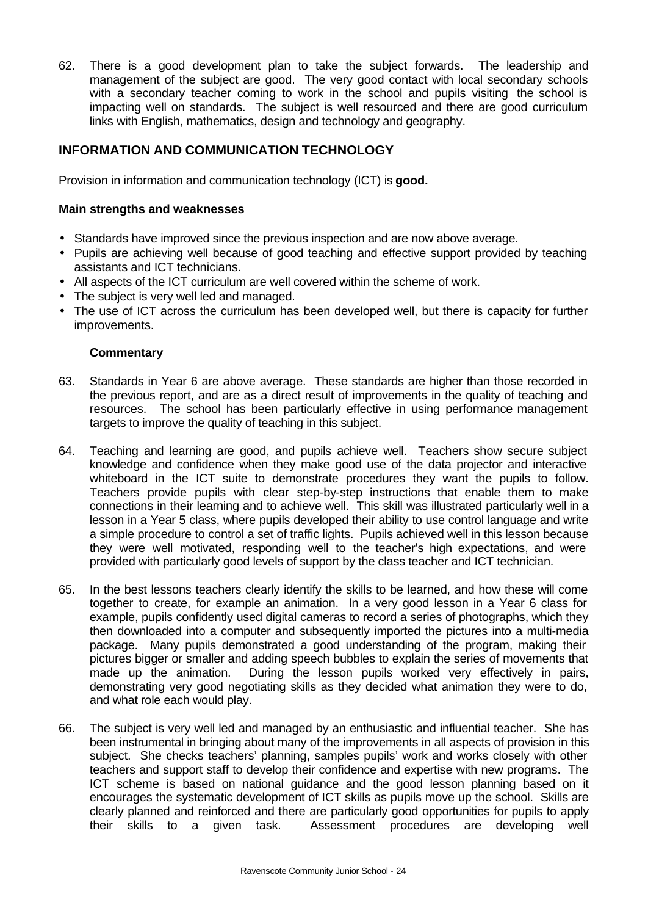62. There is a good development plan to take the subject forwards. The leadership and management of the subject are good. The very good contact with local secondary schools with a secondary teacher coming to work in the school and pupils visiting the school is impacting well on standards. The subject is well resourced and there are good curriculum links with English, mathematics, design and technology and geography.

## INFORMATION AND COMMUNICATION TECHNOLOGY

Provision in information and communication technology (ICT) is **good.**

### Main strengths and weaknesses

- Standards have improved since the previous inspection and are now above average.
- Pupils are achieving well because of good teaching and effective support provided by teaching assistants and ICT technicians.
- All aspects of the ICT curriculum are well covered within the scheme of work.
- The subject is very well led and managed.
- The use of ICT across the curriculum has been developed well, but there is capacity for further improvements.

#### Commentary

63. Standards in Year 6 are above average. These standards are higher than those recorded in the previous report, and are as a direct result of improvements in the quality of teaching and resources. The school has been particularly effective in using performance management targets to improve the quality of teaching in this subject.

64. Teaching and learning are good, and pupils achieve well. Teachers show secure subject knowledge and confidence when they make good use of the data projector and interactive whiteboard in the ICT suite to demonstrate procedures they want the pupils to follow. Teachers provide pupils with clear step-by-step instructions that enable them to make connections in their learning and to achieve well. This skill was illustrated particularly well in a lesson in a Year 5 class, where pupils developed their ability to use control language and write a simple procedure to control a set of traffic lights. Pupils achieved well in this lesson because they were well motivated, responding well to the teacher's high expectations, and were provided with particularly good levels of support by the class teacher and ICT technician.

65. In the best lessons teachers clearly identify the skills to be learned, and how these will come together to create, for example an animation. In a very good lesson in a Year 6 class for example, pupils confidently used digital cameras to record a series of photographs, which they then downloaded into a computer and subsequently imported the pictures into a multi-media package. Many pupils demonstrated a good understanding of the program, making their pictures bigger or smaller and adding speech bubbles to explain the series of movements that made up the animation. During the lesson pupils worked very effectively in pairs, demonstrating very good negotiating skills as they decided what animation they were to do, and what role each would play.

66. The subject is very well led and managed by an enthusiastic and influential teacher. She has been instrumental in bringing about many of the improvements in all aspects of provision in this subject. She checks teachers' planning, samples pupils' work and works closely with other teachers and support staff to develop their confidence and expertise with new programs. The ICT scheme is based on national guidance and the good lesson planning based on it encourages the systematic development of ICT skills as pupils move up the school. Skills are clearly planned and reinforced and there are particularly good opportunities for pupils to apply their skills to a given task. Assessment procedures are developing well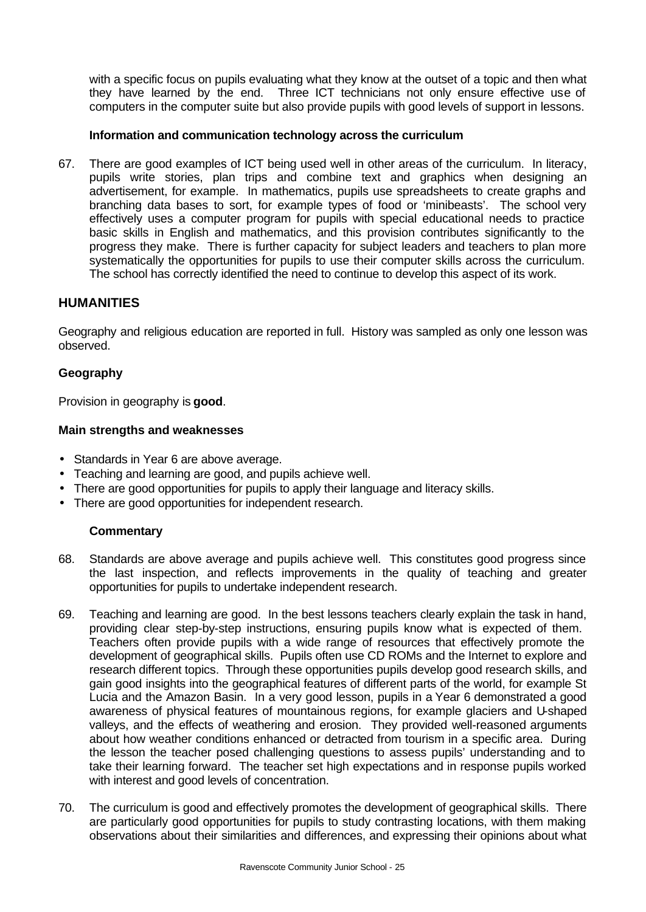with a specific focus on pupils evaluating what they know at the outset of a topic and then what they have learned by the end. Three ICT technicians not only ensure effective use of computers in the computer suite but also provide pupils with good levels of support in lessons.

**Information and communication technology across the curriculum**

67. There are good examples of ICT being used well in other areas of the curriculum. In literacy, pupils write stories, plan trips and combine text and graphics when designing an advertisement, for example. In mathematics, pupils use spreadsheets to create graphs and branching data bases to sort, for example types of food or 'minibeasts'. The school very effectively uses a computer program for pupils with special educational needs to practice basic skills in English and mathematics, and this provision contributes significantly to the progress they make. There is further capacity for subject leaders and teachers to plan more systematically the opportunities for pupils to use their computer skills across the curriculum. The school has correctly identified the need to continue to develop this aspect of its work.

## HUMANITIES

Geography and religious education are reported in full. History was sampled as only one lesson was observed.

### Geography

Provision in geography is **good**.

#### Main strengths and weaknesses

- Standards in Year 6 are above average.
- Teaching and learning are good, and pupils achieve well.
- There are good opportunities for pupils to apply their language and literacy skills.
- There are good opportunities for independent research.

**Commentary**

68. Standards are above average and pupils achieve well. This constitutes good progress since the last inspection, and reflects improvements in the quality of teaching and greater opportunities for pupils to undertake independent research.

69. Teaching and learning are good. In the best lessons teachers clearly explain the task in hand, providing clear step-by-step instructions, ensuring pupils know what is expected of them. Teachers often provide pupils with a wide range of resources that effectively promote the development of geographical skills. Pupils often use CD ROMs and the Internet to explore and research different topics. Through these opportunities pupils develop good research skills, and gain good insights into the geographical features of different parts of the world, for example St Lucia and the Amazon Basin. In a very good lesson, pupils in a Year 6 demonstrated a good awareness of physical features of mountainous regions, for example glaciers and U-shaped valleys, and the effects of weathering and erosion. They provided well-reasoned arguments about how weather conditions enhanced or detracted from tourism in a specific area. During the lesson the teacher posed challenging questions to assess pupils' understanding and to take their learning forward. The teacher set high expectations and in response pupils worked with interest and good levels of concentration.

70. The curriculum is good and effectively promotes the development of geographical skills. There are particularly good opportunities for pupils to study contrasting locations, with them making observations about their similarities and differences, and expressing their opinions about what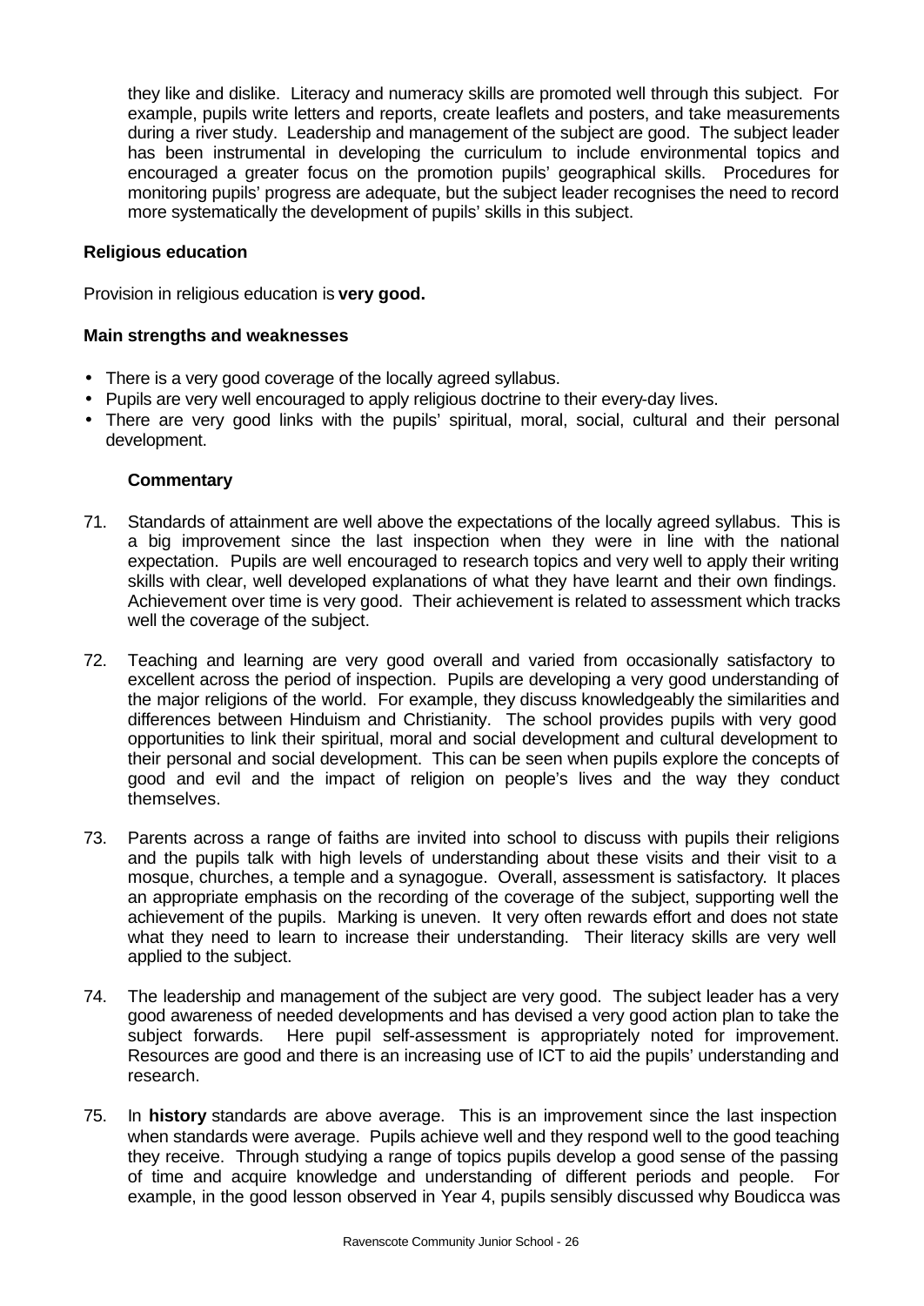they like and dislike. Literacy and numeracy skills are promoted well through this subject. For example, pupils write letters and reports, create leaflets and posters, and take measurements during a river study. Leadership and management of the subject are good. The subject leader has been instrumental in developing the curriculum to include environmental topics and encouraged a greater focus on the promotion pupils' geographical skills. Procedures for monitoring pupils' progress are adequate, but the subject leader recognises the need to record more systematically the development of pupils' skills in this subject.

**Religious education**

Provision in religious education is **very good.**

**Main strengths and weaknesses**

- There is a very good coverage of the locally agreed syllabus.
- Pupils are very well encouraged to apply religious doctrine to their every-day lives.
- There are very good links with the pupils' spiritual, moral, social, cultural and their personal development.

**Commentary**

71. Standards of attainment are well above the expectations of the locally agreed syllabus. This is a big improvement since the last inspection when they were in line with the national expectation. Pupils are well encouraged to research topics and very well to apply their writing skills with clear, well developed explanations of what they have learnt and their own findings. Achievement over time is very good. Their achievement is related to assessment which tracks well the coverage of the subject.

72. Teaching and learning are very good overall and varied from occasionally satisfactory to excellent across the period of inspection. Pupils are developing a very good understanding of the major religions of the world. For example, they discuss knowledgeably the similarities and differences between Hinduism and Christianity. The school provides pupils with very good opportunities to link their spiritual, moral and social development and cultural development to their personal and social development. This can be seen when pupils explore the concepts of good and evil and the impact of religion on people's lives and the way they conduct themselves.

73. Parents across a range of faiths are invited into school to discuss with pupils their religions and the pupils talk with high levels of understanding about these visits and their visit to a mosque, churches, a temple and a synagogue. Overall, assessment is satisfactory. It places an appropriate emphasis on the recording of the coverage of the subject, supporting well the achievement of the pupils. Marking is uneven. It very often rewards effort and does not state what they need to learn to increase their understanding. Their literacy skills are very well applied to the subject.

74. The leadership and management of the subject are very good. The subject leader has a very good awareness of needed developments and has devised a very good action plan to take the subject forwards. Here pupil self-assessment is appropriately noted for improvement. Resources are good and there is an increasing use of ICT to aid the pupils' understanding and research.

75. In **history** standards are above average. This is an improvement since the last inspection when standards were average. Pupils achieve well and they respond well to the good teaching they receive. Through studying a range of topics pupils develop a good sense of the passing of time and acquire knowledge and understanding of different periods and people. For example, in the good lesson observed in Year 4, pupils sensibly discussed why Boudicca was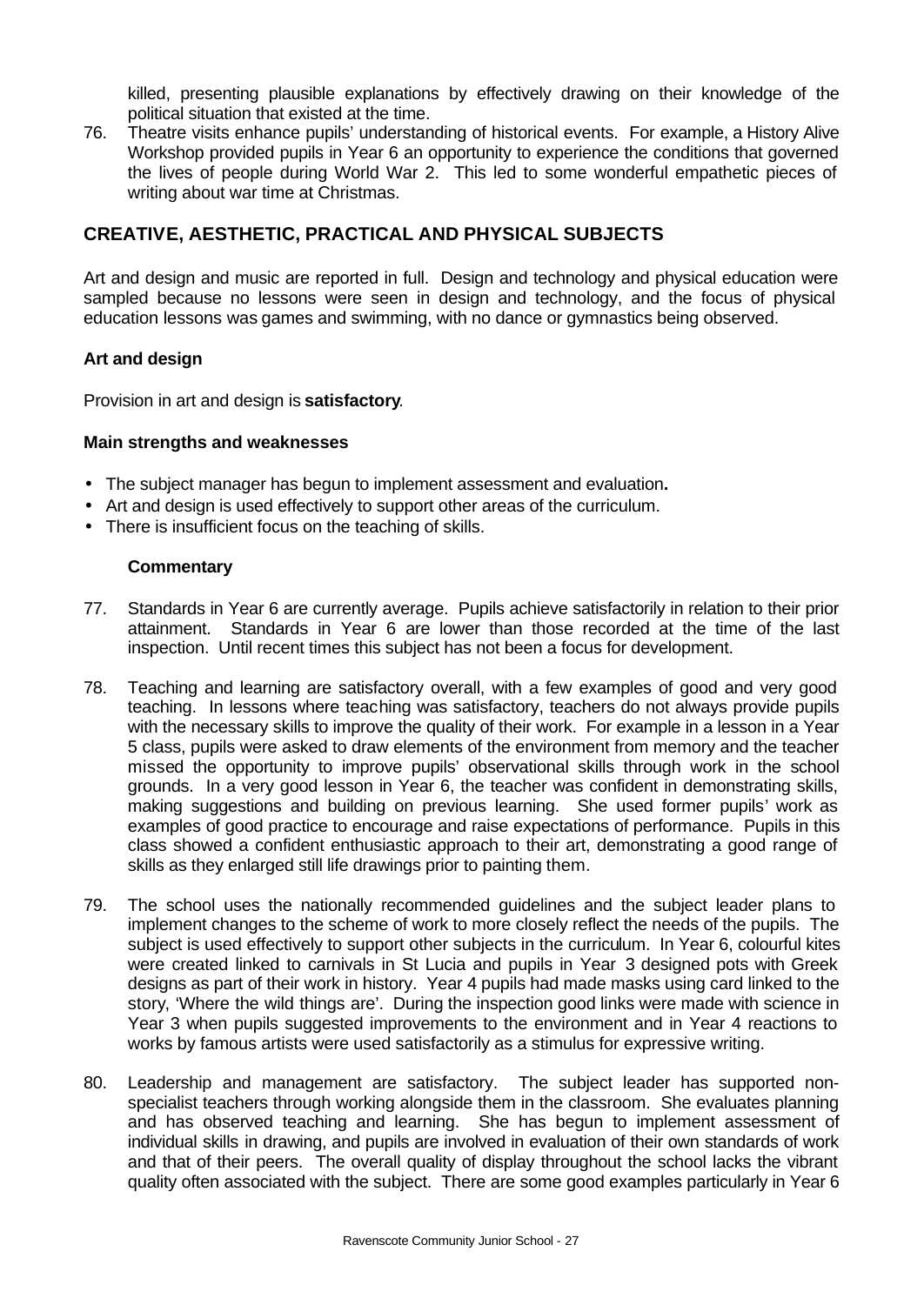killed, presenting plausible explanations by effectively drawing on their knowledge of the political situation that existed at the time.

76. Theatre visits enhance pupils' understanding of historical events. For example, a History Alive Workshop provided pupils in Year 6 an opportunity to experience the conditions that governed the lives of people during World War 2. This led to some wonderful empathetic pieces of writing about war time at Christmas.

## CREATIVE, AESTHETIC, PRACTICAL AND PHYSICAL SUBJECTS

Art and design and music are reported in full. Design and technology and physical education were sampled because no lessons were seen in design and technology, and the focus of physical education lessons was games and swimming, with no dance or gymnastics being observed.

### Art and design

Provision in art and design is **satisfactory**.

**Main strengths and weaknesses**

- The subject manager has begun to implement assessment and evaluation**.**
- Art and design is used effectively to support other areas of the curriculum.
- There is insufficient focus on the teaching of skills.

**Commentary**

77. Standards in Year 6 are currently average. Pupils achieve satisfactorily in relation to their prior attainment. Standards in Year 6 are lower than those recorded at the time of the last inspection. Until recent times this subject has not been a focus for development.

78. Teaching and learning are satisfactory overall, with a few examples of good and very good teaching. In lessons where teaching was satisfactory, teachers do not always provide pupils with the necessary skills to improve the quality of their work. For example in a lesson in a Year 5 class, pupils were asked to draw elements of the environment from memory and the teacher missed the opportunity to improve pupils' observational skills through work in the school grounds. In a very good lesson in Year 6, the teacher was confident in demonstrating skills, making suggestions and building on previous learning. She used former pupils' work as examples of good practice to encourage and raise expectations of performance. Pupils in this class showed a confident enthusiastic approach to their art, demonstrating a good range of skills as they enlarged still life drawings prior to painting them.

79. The school uses the nationally recommended guidelines and the subject leader plans to implement changes to the scheme of work to more closely reflect the needs of the pupils. The subject is used effectively to support other subjects in the curriculum. In Year 6, colourful kites were created linked to carnivals in St Lucia and pupils in Year 3 designed pots with Greek designs as part of their work in history. Year 4 pupils had made masks using card linked to the story, 'Where the wild things are'. During the inspection good links were made with science in Year 3 when pupils suggested improvements to the environment and in Year 4 reactions to works by famous artists were used satisfactorily as a stimulus for expressive writing.

80. Leadership and management are satisfactory. The subject leader has supported non-specialist teachers through working alongside them in the classroom. She evaluates planning and has observed teaching and learning. She has begun to implement assessment of individual skills in drawing, and pupils are involved in evaluation of their own standards of work and that of their peers. The overall quality of display throughout the school lacks the vibrant quality often associated with the subject. There are some good examples particularly in Year 6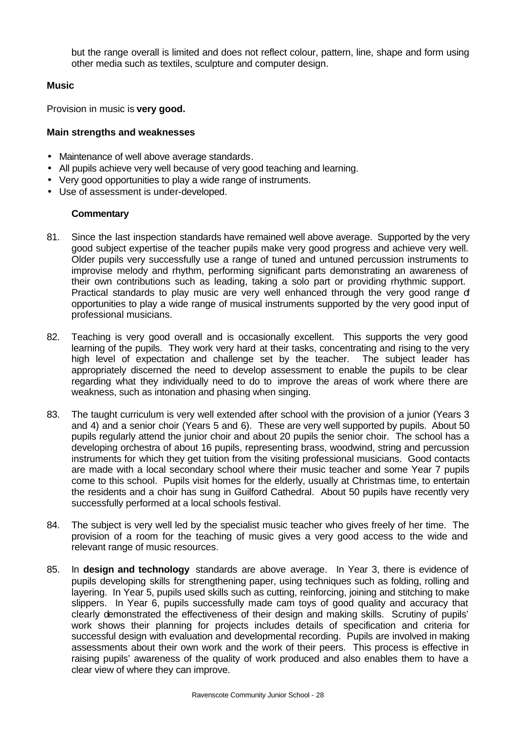but the range overall is limited and does not reflect colour, pattern, line, shape and form using other media such as textiles, sculpture and computer design.

### Music

Provision in music is **very good.**

#### Main strengths and weaknesses

- Maintenance of well above average standards.
- All pupils achieve very well because of very good teaching and learning.
- Very good opportunities to play a wide range of instruments.
- Use of assessment is under-developed.

#### Commentary

81. Since the last inspection standards have remained well above average. Supported by the very good subject expertise of the teacher pupils make very good progress and achieve very well. Older pupils very successfully use a range of tuned and untuned percussion instruments to improvise melody and rhythm, performing significant parts demonstrating an awareness of their own contributions such as leading, taking a solo part or providing rhythmic support. Practical standards to play music are very well enhanced through the very good range of opportunities to play a wide range of musical instruments supported by the very good input of professional musicians.

82. Teaching is very good overall and is occasionally excellent. This supports the very good learning of the pupils. They work very hard at their tasks, concentrating and rising to the very high level of expectation and challenge set by the teacher. The subject leader has appropriately discerned the need to develop assessment to enable the pupils to be clear regarding what they individually need to do to improve the areas of work where there are weakness, such as intonation and phasing when singing.

83. The taught curriculum is very well extended after school with the provision of a junior (Years 3 and 4) and a senior choir (Years 5 and 6). These are very well supported by pupils. About 50 pupils regularly attend the junior choir and about 20 pupils the senior choir. The school has a developing orchestra of about 16 pupils, representing brass, woodwind, string and percussion instruments for which they get tuition from the visiting professional musicians. Good contacts are made with a local secondary school where their music teacher and some Year 7 pupils come to this school. Pupils visit homes for the elderly, usually at Christmas time, to entertain the residents and a choir has sung in Guilford Cathedral. About 50 pupils have recently very successfully performed at a local schools festival.

84. The subject is very well led by the specialist music teacher who gives freely of her time. The provision of a room for the teaching of music gives a very good access to the wide and relevant range of music resources.

85. In **design and technology** standards are above average. In Year 3, there is evidence of pupils developing skills for strengthening paper, using techniques such as folding, rolling and layering. In Year 5, pupils used skills such as cutting, reinforcing, joining and stitching to make slippers. In Year 6, pupils successfully made cam toys of good quality and accuracy that clearly demonstrated the effectiveness of their design and making skills. Scrutiny of pupils' work shows their planning for projects includes details of specification and criteria for successful design with evaluation and developmental recording. Pupils are involved in making assessments about their own work and the work of their peers. This process is effective in raising pupils' awareness of the quality of work produced and also enables them to have a clear view of where they can improve.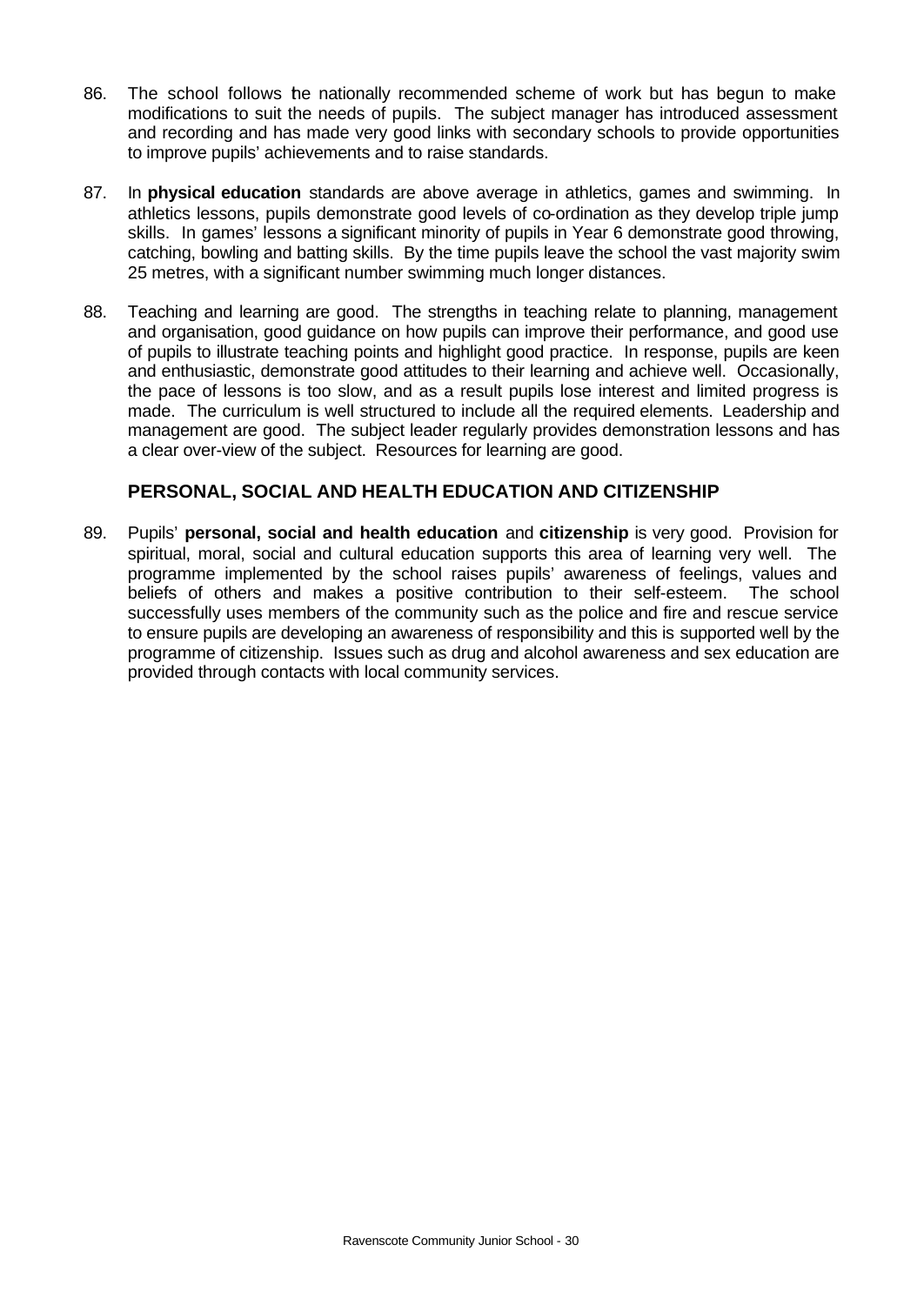86. The school follows the nationally recommended scheme of work but has begun to make modifications to suit the needs of pupils. The subject manager has introduced assessment and recording and has made very good links with secondary schools to provide opportunities to improve pupils' achievements and to raise standards.

87. In **physical education** standards are above average in athletics, games and swimming. In athletics lessons, pupils demonstrate good levels of co-ordination as they develop triple jump skills. In games' lessons a significant minority of pupils in Year 6 demonstrate good throwing, catching, bowling and batting skills. By the time pupils leave the school the vast majority swim 25 metres, with a significant number swimming much longer distances.

88. Teaching and learning are good. The strengths in teaching relate to planning, management and organisation, good guidance on how pupils can improve their performance, and good use of pupils to illustrate teaching points and highlight good practice. In response, pupils are keen and enthusiastic, demonstrate good attitudes to their learning and achieve well. Occasionally, the pace of lessons is too slow, and as a result pupils lose interest and limited progress is made. The curriculum is well structured to include all the required elements. Leadership and management are good. The subject leader regularly provides demonstration lessons and has a clear over-view of the subject. Resources for learning are good.

## PERSONAL, SOCIAL AND HEALTH EDUCATION AND CITIZENSHIP

89. Pupils' **personal, social and health education** and **citizenship** is very good. Provision for spiritual, moral, social and cultural education supports this area of learning very well. The programme implemented by the school raises pupils' awareness of feelings, values and beliefs of others and makes a positive contribution to their self-esteem. The school successfully uses members of the community such as the police and fire and rescue service to ensure pupils are developing an awareness of responsibility and this is supported well by the programme of citizenship. Issues such as drug and alcohol awareness and sex education are provided through contacts with local community services.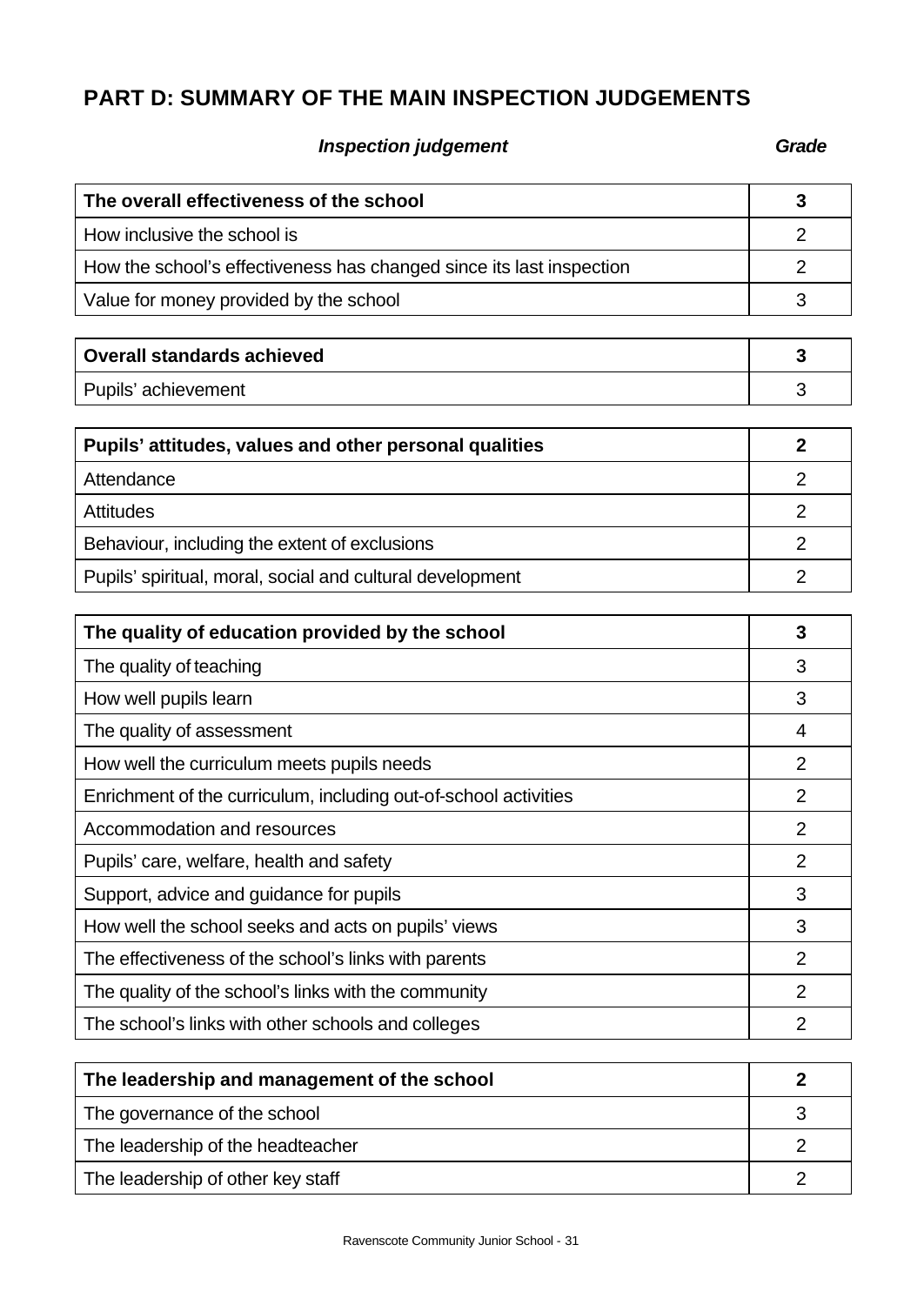## PART D: SUMMARY OF THE MAIN INSPECTION JUDGEMENTS

| *Inspection judgement* | *Grade* |
|---|---|
| **The overall effectiveness of the school** | **3** |
| How inclusive the school is | 2 |
| How the school's effectiveness has changed since its last inspection | 2 |
| Value for money provided by the school | 3 |
| **Overall standards achieved** | **3** |
| Pupils' achievement | 3 |
| **Pupils' attitudes, values and other personal qualities** | **2** |
| Attendance | 2 |
| Attitudes | 2 |
| Behaviour, including the extent of exclusions | 2 |
| Pupils' spiritual, moral, social and cultural development | 2 |
| **The quality of education provided by the school** | **3** |
| The quality of teaching | 3 |
| How well pupils learn | 3 |
| The quality of assessment | 4 |
| How well the curriculum meets pupils needs | 2 |
| Enrichment of the curriculum, including out-of-school activities | 2 |
| Accommodation and resources | 2 |
| Pupils' care, welfare, health and safety | 2 |
| Support, advice and guidance for pupils | 3 |
| How well the school seeks and acts on pupils' views | 3 |
| The effectiveness of the school's links with parents | 2 |
| The quality of the school's links with the community | 2 |
| The school's links with other schools and colleges | 2 |
| **The leadership and management of the school** | **2** |
| The governance of the school | 3 |
| The leadership of the headteacher | 2 |
| The leadership of other key staff | 2 |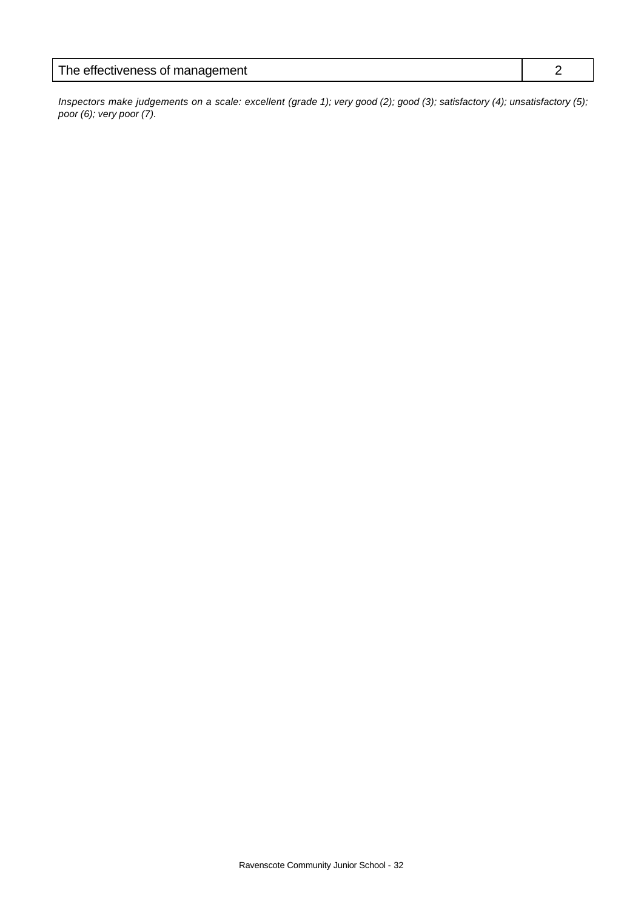| | |
|---|---|
| The effectiveness of management | 2 |

*Inspectors make judgements on a scale: excellent (grade 1); very good (2); good (3); satisfactory (4); unsatisfactory (5); poor (6); very poor (7).*